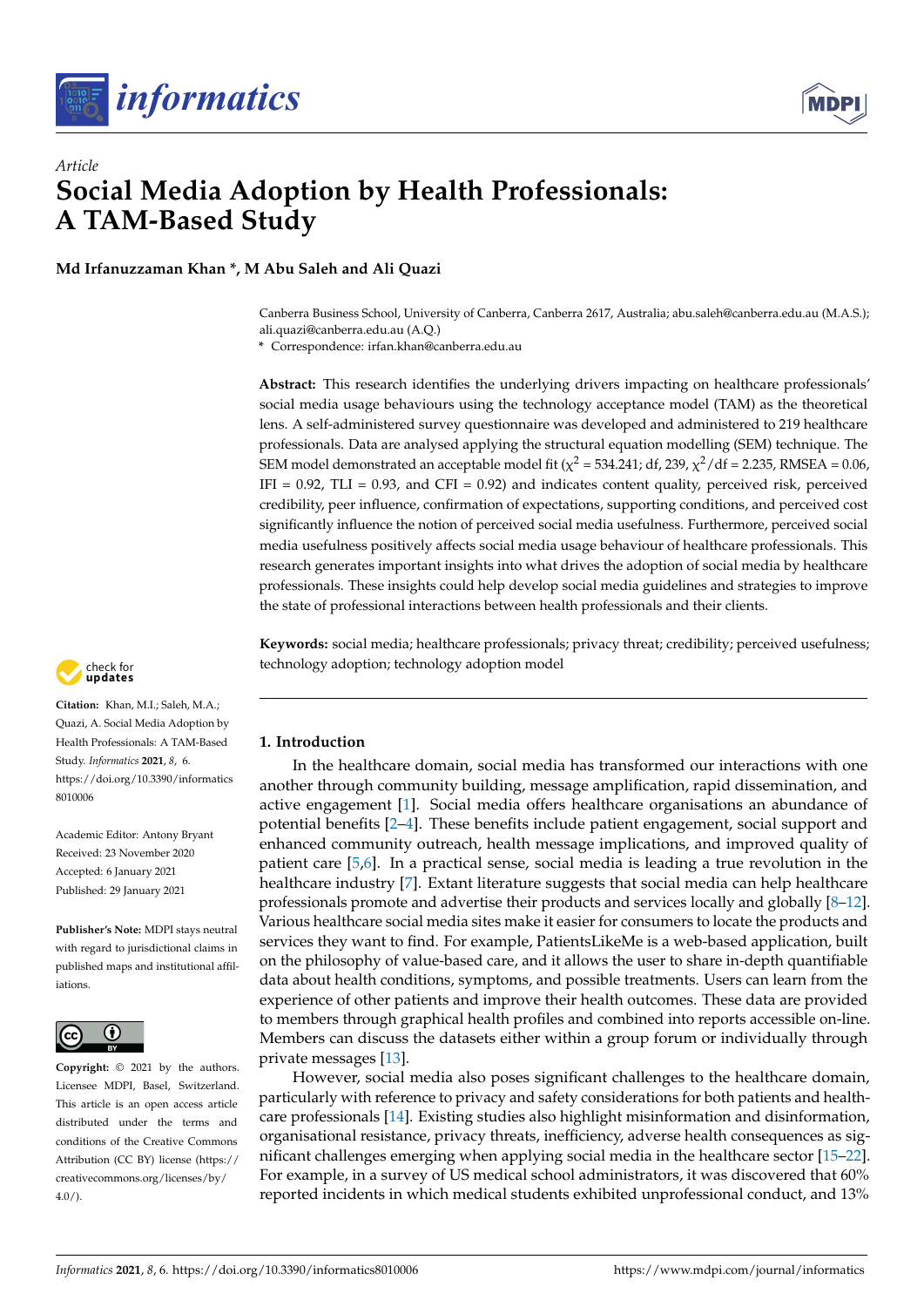*Article*

# Social Media Adoption by Health Professionals: A TAM-Based Study

**Md Irfanuzzaman Khan \*, M Abu Saleh and Ali Quazi**

Canberra Business School, University of Canberra, Canberra 2617, Australia; abu.saleh@canberra.edu.au (M.A.S.); ali.quazi@canberra.edu.au (A.Q.)

\* Correspondence: irfan.khan@canberra.edu.au

**Abstract:** This research identifies the underlying drivers impacting on healthcare professionals' social media usage behaviours using the technology acceptance model (TAM) as the theoretical lens. A self-administered survey questionnaire was developed and administered to 219 healthcare professionals. Data are analysed applying the structural equation modelling (SEM) technique. The SEM model demonstrated an acceptable model fit ($\chi^2$ = 534.241; df, 239, $\chi^2$/df = 2.235, RMSEA = 0.06, IFI = 0.92, TLI = 0.93, and CFI = 0.92) and indicates content quality, perceived risk, perceived credibility, peer influence, confirmation of expectations, supporting conditions, and perceived cost significantly influence the notion of perceived social media usefulness. Furthermore, perceived social media usefulness positively affects social media usage behaviour of healthcare professionals. This research generates important insights into what drives the adoption of social media by healthcare professionals. These insights could help develop social media guidelines and strategies to improve the state of professional interactions between health professionals and their clients.

**Keywords:** social media; healthcare professionals; privacy threat; credibility; perceived usefulness; technology adoption; technology adoption model

**Citation:** Khan, M.I.; Saleh, M.A.; Quazi, A. Social Media Adoption by Health Professionals: A TAM-Based Study. *Informatics* **2021**, *8*, 6. https://doi.org/10.3390/informatics8010006

Academic Editor: Antony Bryant

Received: 23 November 2020
Accepted: 6 January 2021
Published: 29 January 2021

**Publisher's Note:** MDPI stays neutral with regard to jurisdictional claims in published maps and institutional affiliations.

**Copyright:** © 2021 by the authors. Licensee MDPI, Basel, Switzerland. This article is an open access article distributed under the terms and conditions of the Creative Commons Attribution (CC BY) license (https://creativecommons.org/licenses/by/4.0/).

## 1. Introduction

In the healthcare domain, social media has transformed our interactions with one another through community building, message amplification, rapid dissemination, and active engagement [1]. Social media offers healthcare organisations an abundance of potential benefits [2–4]. These benefits include patient engagement, social support and enhanced community outreach, health message implications, and improved quality of patient care [5,6]. In a practical sense, social media is leading a true revolution in the healthcare industry [7]. Extant literature suggests that social media can help healthcare professionals promote and advertise their products and services locally and globally [8–12]. Various healthcare social media sites make it easier for consumers to locate the products and services they want to find. For example, PatientsLikeMe is a web-based application, built on the philosophy of value-based care, and it allows the user to share in-depth quantifiable data about health conditions, symptoms, and possible treatments. Users can learn from the experience of other patients and improve their health outcomes. These data are provided to members through graphical health profiles and combined into reports accessible on-line. Members can discuss the datasets either within a group forum or individually through private messages [13].

However, social media also poses significant challenges to the healthcare domain, particularly with reference to privacy and safety considerations for both patients and healthcare professionals [14]. Existing studies also highlight misinformation and disinformation, organisational resistance, privacy threats, inefficiency, adverse health consequences as significant challenges emerging when applying social media in the healthcare sector [15–22]. For example, in a survey of US medical school administrators, it was discovered that 60% reported incidents in which medical students exhibited unprofessional conduct, and 13%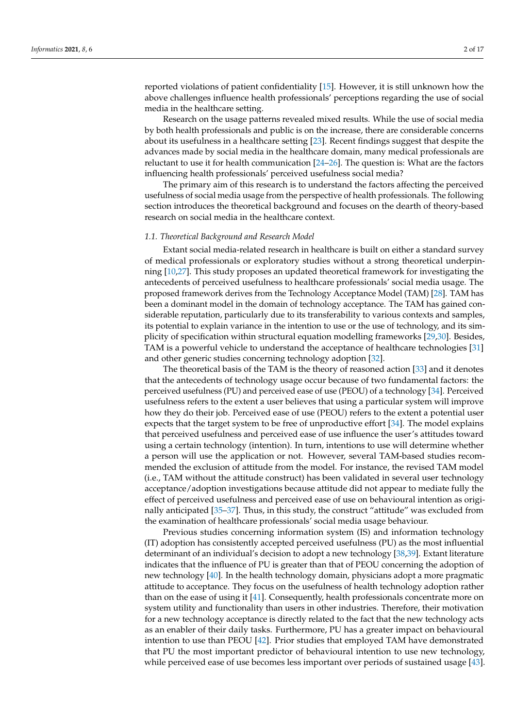reported violations of patient confidentiality [15]. However, it is still unknown how the above challenges influence health professionals' perceptions regarding the use of social media in the healthcare setting.

Research on the usage patterns revealed mixed results. While the use of social media by both health professionals and public is on the increase, there are considerable concerns about its usefulness in a healthcare setting [23]. Recent findings suggest that despite the advances made by social media in the healthcare domain, many medical professionals are reluctant to use it for health communication [24–26]. The question is: What are the factors influencing health professionals' perceived usefulness social media?

The primary aim of this research is to understand the factors affecting the perceived usefulness of social media usage from the perspective of health professionals. The following section introduces the theoretical background and focuses on the dearth of theory-based research on social media in the healthcare context.

### *1.1. Theoretical Background and Research Model*

Extant social media-related research in healthcare is built on either a standard survey of medical professionals or exploratory studies without a strong theoretical underpinning [10,27]. This study proposes an updated theoretical framework for investigating the antecedents of perceived usefulness to healthcare professionals' social media usage. The proposed framework derives from the Technology Acceptance Model (TAM) [28]. TAM has been a dominant model in the domain of technology acceptance. The TAM has gained considerable reputation, particularly due to its transferability to various contexts and samples, its potential to explain variance in the intention to use or the use of technology, and its simplicity of specification within structural equation modelling frameworks [29,30]. Besides, TAM is a powerful vehicle to understand the acceptance of healthcare technologies [31] and other generic studies concerning technology adoption [32].

The theoretical basis of the TAM is the theory of reasoned action [33] and it denotes that the antecedents of technology usage occur because of two fundamental factors: the perceived usefulness (PU) and perceived ease of use (PEOU) of a technology [34]. Perceived usefulness refers to the extent a user believes that using a particular system will improve how they do their job. Perceived ease of use (PEOU) refers to the extent a potential user expects that the target system to be free of unproductive effort [34]. The model explains that perceived usefulness and perceived ease of use influence the user's attitudes toward using a certain technology (intention). In turn, intentions to use will determine whether a person will use the application or not. However, several TAM-based studies recommended the exclusion of attitude from the model. For instance, the revised TAM model (i.e., TAM without the attitude construct) has been validated in several user technology acceptance/adoption investigations because attitude did not appear to mediate fully the effect of perceived usefulness and perceived ease of use on behavioural intention as originally anticipated [35–37]. Thus, in this study, the construct "attitude" was excluded from the examination of healthcare professionals' social media usage behaviour.

Previous studies concerning information system (IS) and information technology (IT) adoption has consistently accepted perceived usefulness (PU) as the most influential determinant of an individual's decision to adopt a new technology [38,39]. Extant literature indicates that the influence of PU is greater than that of PEOU concerning the adoption of new technology [40]. In the health technology domain, physicians adopt a more pragmatic attitude to acceptance. They focus on the usefulness of health technology adoption rather than on the ease of using it [41]. Consequently, health professionals concentrate more on system utility and functionality than users in other industries. Therefore, their motivation for a new technology acceptance is directly related to the fact that the new technology acts as an enabler of their daily tasks. Furthermore, PU has a greater impact on behavioural intention to use than PEOU [42]. Prior studies that employed TAM have demonstrated that PU the most important predictor of behavioural intention to use new technology, while perceived ease of use becomes less important over periods of sustained usage [43].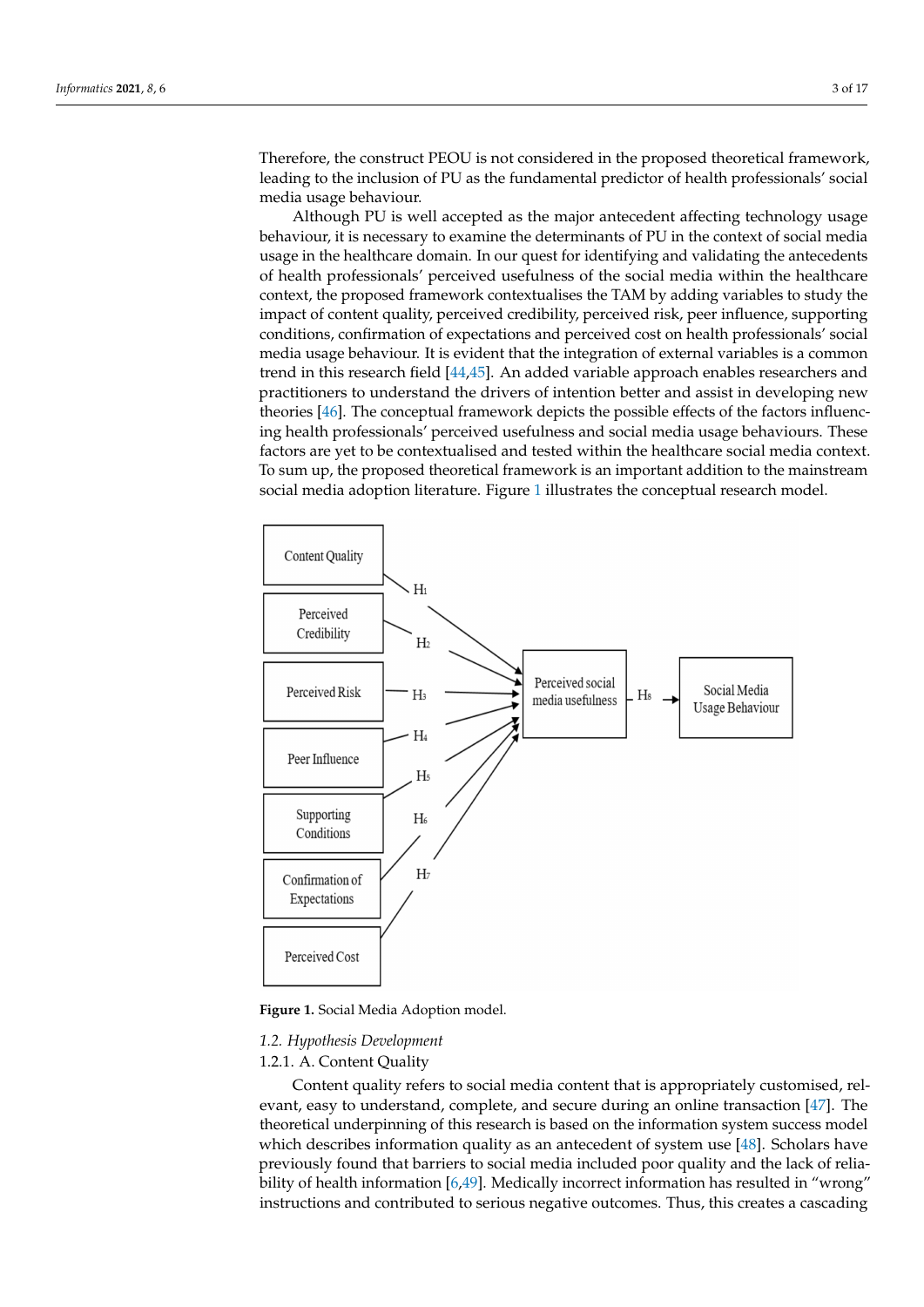Therefore, the construct PEOU is not considered in the proposed theoretical framework, leading to the inclusion of PU as the fundamental predictor of health professionals' social media usage behaviour.

Although PU is well accepted as the major antecedent affecting technology usage behaviour, it is necessary to examine the determinants of PU in the context of social media usage in the healthcare domain. In our quest for identifying and validating the antecedents of health professionals' perceived usefulness of the social media within the healthcare context, the proposed framework contextualises the TAM by adding variables to study the impact of content quality, perceived credibility, perceived risk, peer influence, supporting conditions, confirmation of expectations and perceived cost on health professionals' social media usage behaviour. It is evident that the integration of external variables is a common trend in this research field [44,45]. An added variable approach enables researchers and practitioners to understand the drivers of intention better and assist in developing new theories [46]. The conceptual framework depicts the possible effects of the factors influencing health professionals' perceived usefulness and social media usage behaviours. These factors are yet to be contextualised and tested within the healthcare social media context. To sum up, the proposed theoretical framework is an important addition to the mainstream social media adoption literature. Figure 1 illustrates the conceptual research model.

**Figure 1.** Social Media Adoption model.

### 1.2. Hypothesis Development

#### 1.2.1. A. Content Quality

Content quality refers to social media content that is appropriately customised, relevant, easy to understand, complete, and secure during an online transaction [47]. The theoretical underpinning of this research is based on the information system success model which describes information quality as an antecedent of system use [48]. Scholars have previously found that barriers to social media included poor quality and the lack of reliability of health information [6,49]. Medically incorrect information has resulted in "wrong" instructions and contributed to serious negative outcomes. Thus, this creates a cascading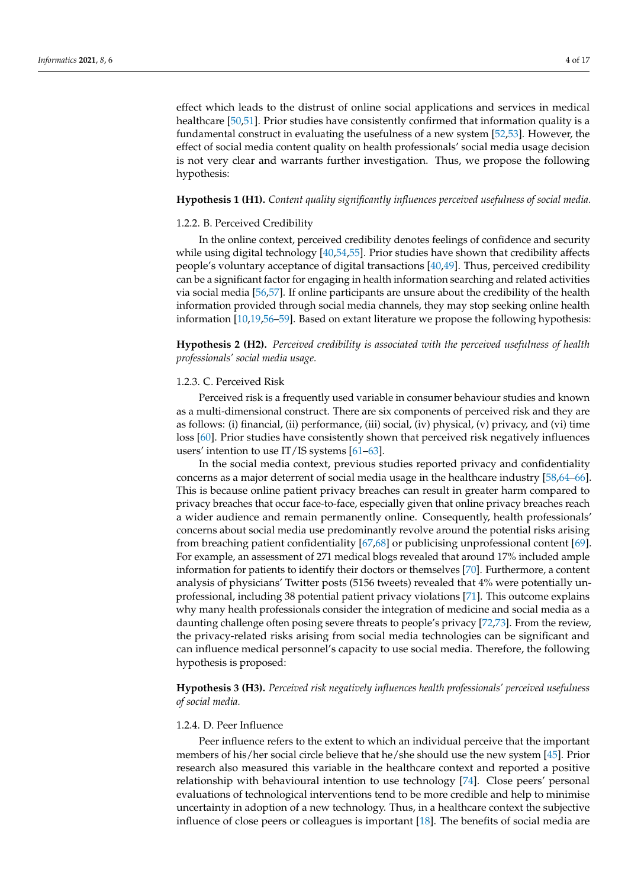effect which leads to the distrust of online social applications and services in medical healthcare [50,51]. Prior studies have consistently confirmed that information quality is a fundamental construct in evaluating the usefulness of a new system [52,53]. However, the effect of social media content quality on health professionals' social media usage decision is not very clear and warrants further investigation. Thus, we propose the following hypothesis:

**Hypothesis 1 (H1).** *Content quality significantly influences perceived usefulness of social media.*

### 1.2.2. B. Perceived Credibility

In the online context, perceived credibility denotes feelings of confidence and security while using digital technology [40,54,55]. Prior studies have shown that credibility affects people's voluntary acceptance of digital transactions [40,49]. Thus, perceived credibility can be a significant factor for engaging in health information searching and related activities via social media [56,57]. If online participants are unsure about the credibility of the health information provided through social media channels, they may stop seeking online health information [10,19,56–59]. Based on extant literature we propose the following hypothesis:

**Hypothesis 2 (H2).** *Perceived credibility is associated with the perceived usefulness of health professionals' social media usage.*

### 1.2.3. C. Perceived Risk

Perceived risk is a frequently used variable in consumer behaviour studies and known as a multi-dimensional construct. There are six components of perceived risk and they are as follows: (i) financial, (ii) performance, (iii) social, (iv) physical, (v) privacy, and (vi) time loss [60]. Prior studies have consistently shown that perceived risk negatively influences users' intention to use IT/IS systems [61–63].

In the social media context, previous studies reported privacy and confidentiality concerns as a major deterrent of social media usage in the healthcare industry [58,64–66]. This is because online patient privacy breaches can result in greater harm compared to privacy breaches that occur face-to-face, especially given that online privacy breaches reach a wider audience and remain permanently online. Consequently, health professionals' concerns about social media use predominantly revolve around the potential risks arising from breaching patient confidentiality [67,68] or publicising unprofessional content [69]. For example, an assessment of 271 medical blogs revealed that around 17% included ample information for patients to identify their doctors or themselves [70]. Furthermore, a content analysis of physicians' Twitter posts (5156 tweets) revealed that 4% were potentially unprofessional, including 38 potential patient privacy violations [71]. This outcome explains why many health professionals consider the integration of medicine and social media as a daunting challenge often posing severe threats to people's privacy [72,73]. From the review, the privacy-related risks arising from social media technologies can be significant and can influence medical personnel's capacity to use social media. Therefore, the following hypothesis is proposed:

**Hypothesis 3 (H3).** *Perceived risk negatively influences health professionals' perceived usefulness of social media.*

### 1.2.4. D. Peer Influence

Peer influence refers to the extent to which an individual perceive that the important members of his/her social circle believe that he/she should use the new system [45]. Prior research also measured this variable in the healthcare context and reported a positive relationship with behavioural intention to use technology [74]. Close peers' personal evaluations of technological interventions tend to be more credible and help to minimise uncertainty in adoption of a new technology. Thus, in a healthcare context the subjective influence of close peers or colleagues is important [18]. The benefits of social media are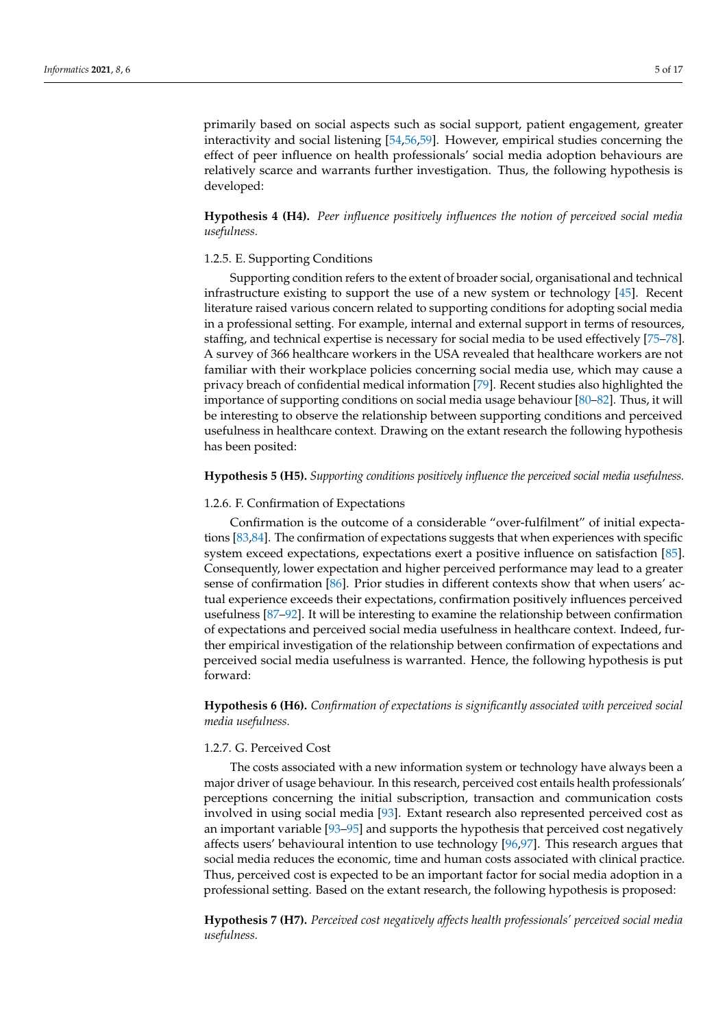primarily based on social aspects such as social support, patient engagement, greater interactivity and social listening [54,56,59]. However, empirical studies concerning the effect of peer influence on health professionals' social media adoption behaviours are relatively scarce and warrants further investigation. Thus, the following hypothesis is developed:

**Hypothesis 4 (H4).** *Peer influence positively influences the notion of perceived social media usefulness.*

### 1.2.5. E. Supporting Conditions

Supporting condition refers to the extent of broader social, organisational and technical infrastructure existing to support the use of a new system or technology [45]. Recent literature raised various concern related to supporting conditions for adopting social media in a professional setting. For example, internal and external support in terms of resources, staffing, and technical expertise is necessary for social media to be used effectively [75–78]. A survey of 366 healthcare workers in the USA revealed that healthcare workers are not familiar with their workplace policies concerning social media use, which may cause a privacy breach of confidential medical information [79]. Recent studies also highlighted the importance of supporting conditions on social media usage behaviour [80–82]. Thus, it will be interesting to observe the relationship between supporting conditions and perceived usefulness in healthcare context. Drawing on the extant research the following hypothesis has been posited:

**Hypothesis 5 (H5).** *Supporting conditions positively influence the perceived social media usefulness.*

### 1.2.6. F. Confirmation of Expectations

Confirmation is the outcome of a considerable "over-fulfilment" of initial expectations [83,84]. The confirmation of expectations suggests that when experiences with specific system exceed expectations, expectations exert a positive influence on satisfaction [85]. Consequently, lower expectation and higher perceived performance may lead to a greater sense of confirmation [86]. Prior studies in different contexts show that when users' actual experience exceeds their expectations, confirmation positively influences perceived usefulness [87–92]. It will be interesting to examine the relationship between confirmation of expectations and perceived social media usefulness in healthcare context. Indeed, further empirical investigation of the relationship between confirmation of expectations and perceived social media usefulness is warranted. Hence, the following hypothesis is put forward:

**Hypothesis 6 (H6).** *Confirmation of expectations is significantly associated with perceived social media usefulness.*

### 1.2.7. G. Perceived Cost

The costs associated with a new information system or technology have always been a major driver of usage behaviour. In this research, perceived cost entails health professionals' perceptions concerning the initial subscription, transaction and communication costs involved in using social media [93]. Extant research also represented perceived cost as an important variable [93–95] and supports the hypothesis that perceived cost negatively affects users' behavioural intention to use technology [96,97]. This research argues that social media reduces the economic, time and human costs associated with clinical practice. Thus, perceived cost is expected to be an important factor for social media adoption in a professional setting. Based on the extant research, the following hypothesis is proposed:

**Hypothesis 7 (H7).** *Perceived cost negatively affects health professionals' perceived social media usefulness.*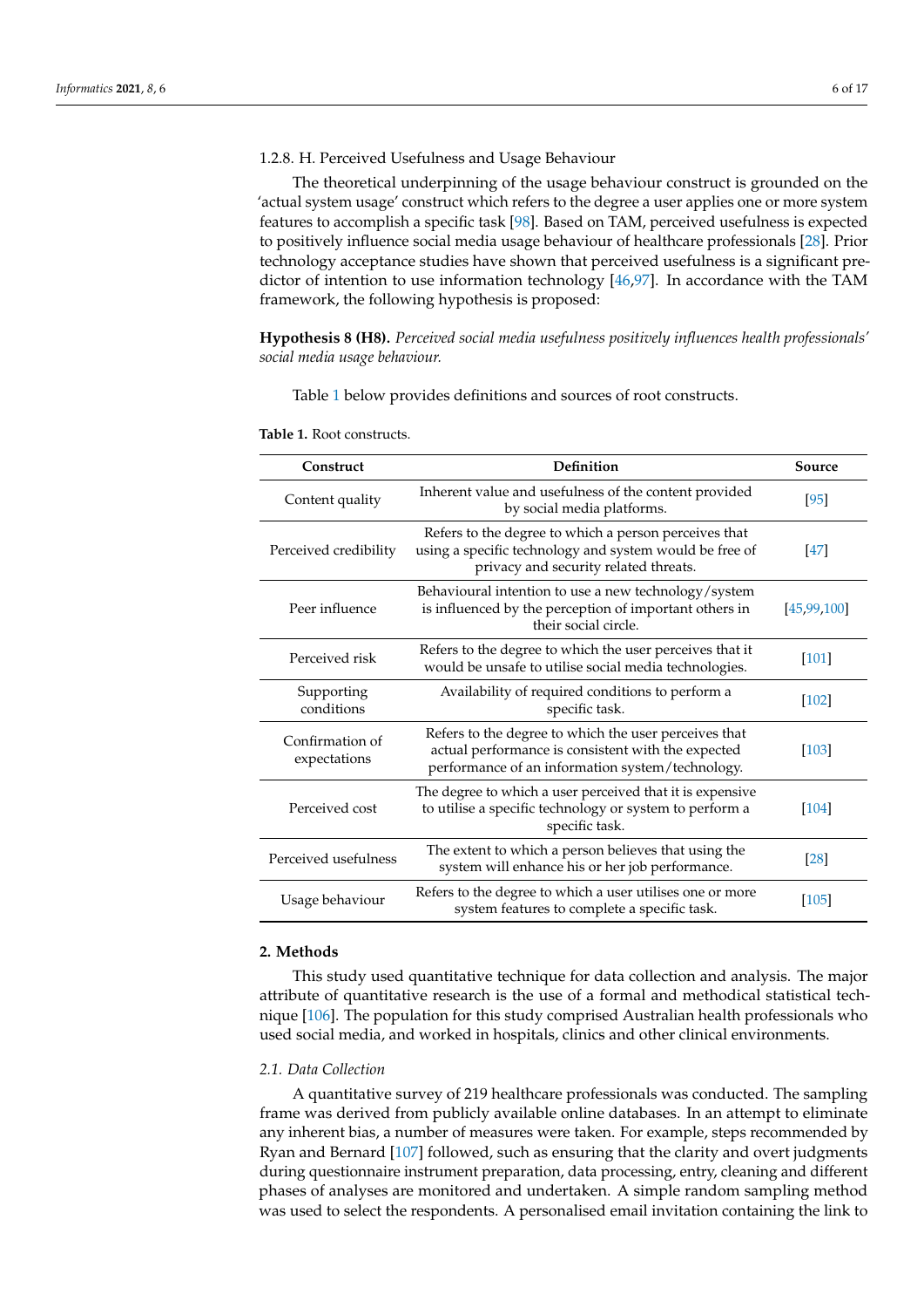#### 1.2.8. H. Perceived Usefulness and Usage Behaviour

The theoretical underpinning of the usage behaviour construct is grounded on the 'actual system usage' construct which refers to the degree a user applies one or more system features to accomplish a specific task [98]. Based on TAM, perceived usefulness is expected to positively influence social media usage behaviour of healthcare professionals [28]. Prior technology acceptance studies have shown that perceived usefulness is a significant predictor of intention to use information technology [46,97]. In accordance with the TAM framework, the following hypothesis is proposed:

**Hypothesis 8 (H8).** *Perceived social media usefulness positively influences health professionals' social media usage behaviour.*

Table 1 below provides definitions and sources of root constructs.

**Table 1.** Root constructs.

| Construct | Definition | Source |
|---|---|---|
| Content quality | Inherent value and usefulness of the content provided by social media platforms. | [95] |
| Perceived credibility | Refers to the degree to which a person perceives that using a specific technology and system would be free of privacy and security related threats. | [47] |
| Peer influence | Behavioural intention to use a new technology/system is influenced by the perception of important others in their social circle. | [45,99,100] |
| Perceived risk | Refers to the degree to which the user perceives that it would be unsafe to utilise social media technologies. | [101] |
| Supporting conditions | Availability of required conditions to perform a specific task. | [102] |
| Confirmation of expectations | Refers to the degree to which the user perceives that actual performance is consistent with the expected performance of an information system/technology. | [103] |
| Perceived cost | The degree to which a user perceived that it is expensive to utilise a specific technology or system to perform a specific task. | [104] |
| Perceived usefulness | The extent to which a person believes that using the system will enhance his or her job performance. | [28] |
| Usage behaviour | Refers to the degree to which a user utilises one or more system features to complete a specific task. | [105] |

## 2. Methods

This study used quantitative technique for data collection and analysis. The major attribute of quantitative research is the use of a formal and methodical statistical technique [106]. The population for this study comprised Australian health professionals who used social media, and worked in hospitals, clinics and other clinical environments.

### *2.1. Data Collection*

A quantitative survey of 219 healthcare professionals was conducted. The sampling frame was derived from publicly available online databases. In an attempt to eliminate any inherent bias, a number of measures were taken. For example, steps recommended by Ryan and Bernard [107] followed, such as ensuring that the clarity and overt judgments during questionnaire instrument preparation, data processing, entry, cleaning and different phases of analyses are monitored and undertaken. A simple random sampling method was used to select the respondents. A personalised email invitation containing the link to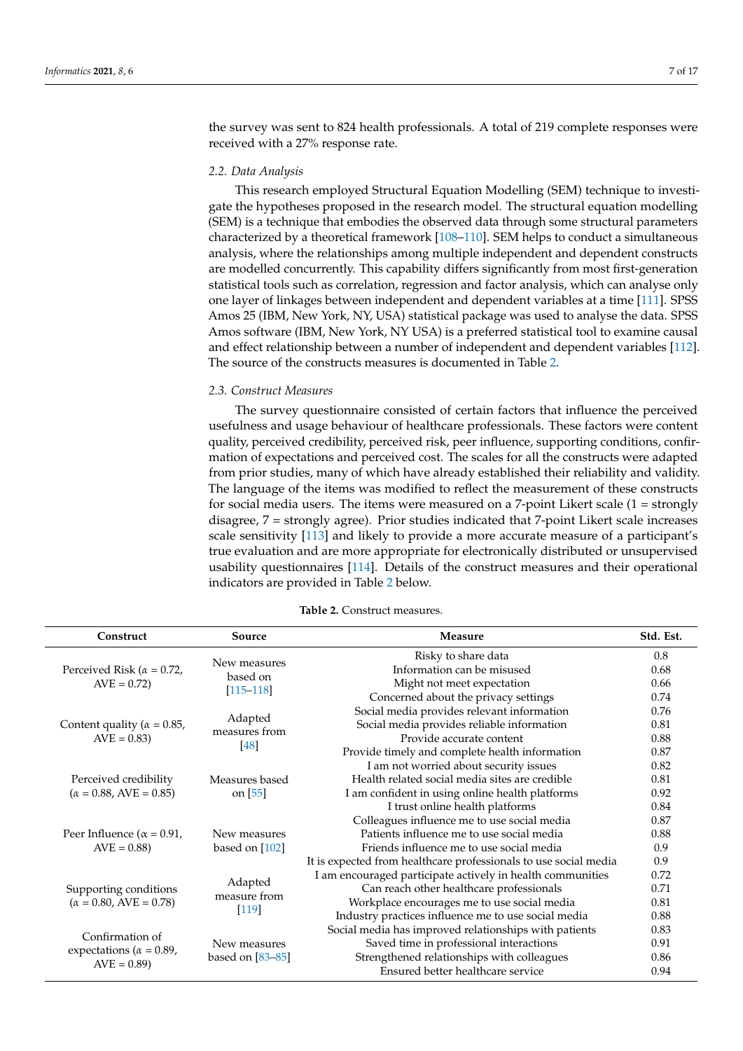the survey was sent to 824 health professionals. A total of 219 complete responses were received with a 27% response rate.

### 2.2. Data Analysis

This research employed Structural Equation Modelling (SEM) technique to investigate the hypotheses proposed in the research model. The structural equation modelling (SEM) is a technique that embodies the observed data through some structural parameters characterized by a theoretical framework [108–110]. SEM helps to conduct a simultaneous analysis, where the relationships among multiple independent and dependent constructs are modelled concurrently. This capability differs significantly from most first-generation statistical tools such as correlation, regression and factor analysis, which can analyse only one layer of linkages between independent and dependent variables at a time [111]. SPSS Amos 25 (IBM, New York, NY, USA) statistical package was used to analyse the data. SPSS Amos software (IBM, New York, NY USA) is a preferred statistical tool to examine causal and effect relationship between a number of independent and dependent variables [112]. The source of the constructs measures is documented in Table 2.

### 2.3. Construct Measures

The survey questionnaire consisted of certain factors that influence the perceived usefulness and usage behaviour of healthcare professionals. These factors were content quality, perceived credibility, perceived risk, peer influence, supporting conditions, confirmation of expectations and perceived cost. The scales for all the constructs were adapted from prior studies, many of which have already established their reliability and validity. The language of the items was modified to reflect the measurement of these constructs for social media users. The items were measured on a 7-point Likert scale (1 = strongly disagree, 7 = strongly agree). Prior studies indicated that 7-point Likert scale increases scale sensitivity [113] and likely to provide a more accurate measure of a participant's true evaluation and are more appropriate for electronically distributed or unsupervised usability questionnaires [114]. Details of the construct measures and their operational indicators are provided in Table 2 below.

**Table 2.** Construct measures.

| Construct | Source | Measure | Std. Est. |
|---|---|---|---|
| Perceived Risk ($\alpha$ = 0.72, AVE = 0.72) | New measures based on [115–118] | Risky to share data | 0.8 |
| | | Information can be misused | 0.68 |
| | | Might not meet expectation | 0.66 |
| | | Concerned about the privacy settings | 0.74 |
| Content quality ($\alpha$ = 0.85, AVE = 0.83) | Adapted measures from [48] | Social media provides relevant information | 0.76 |
| | | Social media provides reliable information | 0.81 |
| | | Provide accurate content | 0.88 |
| | | Provide timely and complete health information | 0.87 |
| Perceived credibility ($\alpha$ = 0.88, AVE = 0.85) | Measures based on [55] | I am not worried about security issues | 0.82 |
| | | Health related social media sites are credible | 0.81 |
| | | I am confident in using online health platforms | 0.92 |
| | | I trust online health platforms | 0.84 |
| Peer Influence ($\alpha$ = 0.91, AVE = 0.88) | New measures based on [102] | Colleagues influence me to use social media | 0.87 |
| | | Patients influence me to use social media | 0.88 |
| | | Friends influence me to use social media | 0.9 |
| | | It is expected from healthcare professionals to use social media | 0.9 |
| Supporting conditions ($\alpha$ = 0.80, AVE = 0.78) | Adapted measure from [119] | I am encouraged participate actively in health communities | 0.72 |
| | | Can reach other healthcare professionals | 0.71 |
| | | Workplace encourages me to use social media | 0.81 |
| | | Industry practices influence me to use social media | 0.88 |
| Confirmation of expectations ($\alpha$ = 0.89, AVE = 0.89) | New measures based on [83–85] | Social media has improved relationships with patients | 0.83 |
| | | Saved time in professional interactions | 0.91 |
| | | Strengthened relationships with colleagues | 0.86 |
| | | Ensured better healthcare service | 0.94 |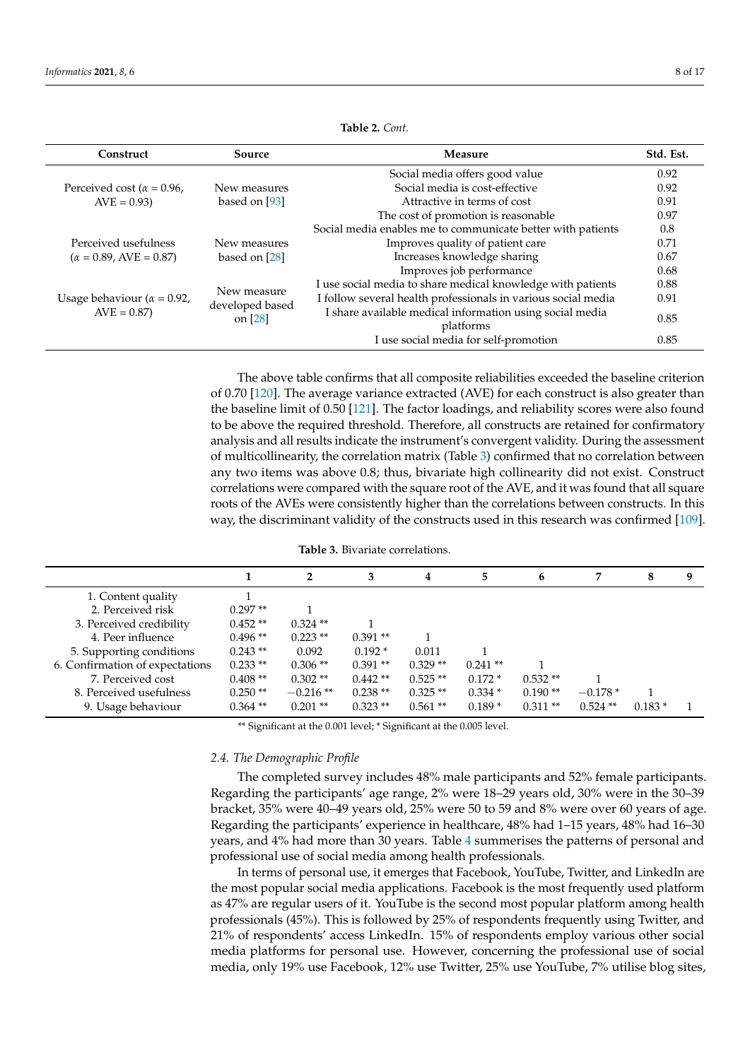**Table 2.** *Cont.*

| Construct | Source | Measure | Std. Est. |
|---|---|---|---|
| Perceived cost ($\alpha$ = 0.96, AVE = 0.93) | New measures based on [93] | Social media offers good value | 0.92 |
| | | Social media is cost-effective | 0.92 |
| | | Attractive in terms of cost | 0.91 |
| | | The cost of promotion is reasonable | 0.97 |
| Perceived usefulness ($\alpha$ = 0.89, AVE = 0.87) | New measures based on [28] | Social media enables me to communicate better with patients | 0.8 |
| | | Improves quality of patient care | 0.71 |
| | | Increases knowledge sharing | 0.67 |
| | | Improves job performance | 0.68 |
| Usage behaviour ($\alpha$ = 0.92, AVE = 0.87) | New measure developed based on [28] | I use social media to share medical knowledge with patients | 0.88 |
| | | I follow several health professionals in various social media | 0.91 |
| | | I share available medical information using social media platforms | 0.85 |
| | | I use social media for self-promotion | 0.85 |

The above table confirms that all composite reliabilities exceeded the baseline criterion of 0.70 [120]. The average variance extracted (AVE) for each construct is also greater than the baseline limit of 0.50 [121]. The factor loadings, and reliability scores were also found to be above the required threshold. Therefore, all constructs are retained for confirmatory analysis and all results indicate the instrument's convergent validity. During the assessment of multicollinearity, the correlation matrix (Table 3) confirmed that no correlation between any two items was above 0.8; thus, bivariate high collinearity did not exist. Construct correlations were compared with the square root of the AVE, and it was found that all square roots of the AVEs were consistently higher than the correlations between constructs. In this way, the discriminant validity of the constructs used in this research was confirmed [109].

**Table 3.** Bivariate correlations.

| | 1 | 2 | 3 | 4 | 5 | 6 | 7 | 8 | 9 |
|---|---|---|---|---|---|---|---|---|---|
| 1. Content quality | 1 | | | | | | | | |
| 2. Perceived risk | 0.297 ** | 1 | | | | | | | |
| 3. Perceived credibility | 0.452 ** | 0.324 ** | 1 | | | | | | |
| 4. Peer influence | 0.496 ** | 0.223 ** | 0.391 ** | 1 | | | | | |
| 5. Supporting conditions | 0.243 ** | 0.092 | 0.192 * | 0.011 | 1 | | | | |
| 6. Confirmation of expectations | 0.233 ** | 0.306 ** | 0.391 ** | 0.329 ** | 0.241 ** | 1 | | | |
| 7. Perceived cost | 0.408 ** | 0.302 ** | 0.442 ** | 0.525 ** | 0.172 * | 0.532 ** | 1 | | |
| 8. Perceived usefulness | 0.250 ** | −0.216 ** | 0.238 ** | 0.325 ** | 0.334 * | 0.190 ** | −0.178 * | 1 | |
| 9. Usage behaviour | 0.364 ** | 0.201 ** | 0.323 ** | 0.561 ** | 0.189 * | 0.311 ** | 0.524 ** | 0.183 * | 1 |

** Significant at the 0.001 level; * Significant at the 0.005 level.

### 2.4. The Demographic Profile

The completed survey includes 48% male participants and 52% female participants. Regarding the participants' age range, 2% were 18–29 years old, 30% were in the 30–39 bracket, 35% were 40–49 years old, 25% were 50 to 59 and 8% were over 60 years of age. Regarding the participants' experience in healthcare, 48% had 1–15 years, 48% had 16–30 years, and 4% had more than 30 years. Table 4 summerises the patterns of personal and professional use of social media among health professionals.

In terms of personal use, it emerges that Facebook, YouTube, Twitter, and LinkedIn are the most popular social media applications. Facebook is the most frequently used platform as 47% are regular users of it. YouTube is the second most popular platform among health professionals (45%). This is followed by 25% of respondents frequently using Twitter, and 21% of respondents' access LinkedIn. 15% of respondents employ various other social media platforms for personal use. However, concerning the professional use of social media, only 19% use Facebook, 12% use Twitter, 25% use YouTube, 7% utilise blog sites,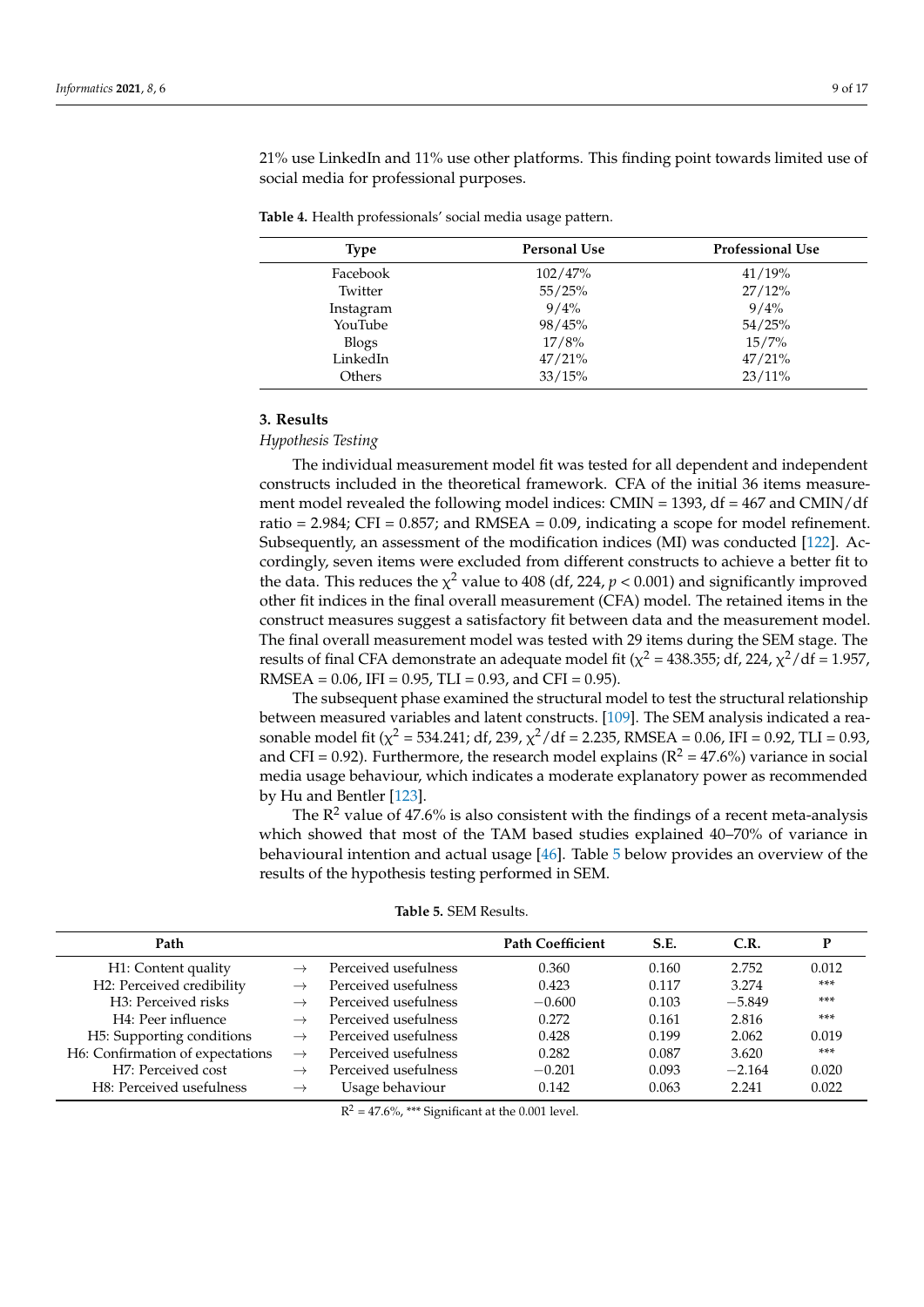21% use LinkedIn and 11% use other platforms. This finding point towards limited use of social media for professional purposes.

**Table 4.** Health professionals' social media usage pattern.

| Type | Personal Use | Professional Use |
|---|---|---|
| Facebook | 102/47% | 41/19% |
| Twitter | 55/25% | 27/12% |
| Instagram | 9/4% | 9/4% |
| YouTube | 98/45% | 54/25% |
| Blogs | 17/8% | 15/7% |
| LinkedIn | 47/21% | 47/21% |
| Others | 33/15% | 23/11% |

## 3. Results

*Hypothesis Testing*

The individual measurement model fit was tested for all dependent and independent constructs included in the theoretical framework. CFA of the initial 36 items measurement model revealed the following model indices: CMIN = 1393, df = 467 and CMIN/df ratio = 2.984; CFI = 0.857; and RMSEA = 0.09, indicating a scope for model refinement. Subsequently, an assessment of the modification indices (MI) was conducted [122]. Accordingly, seven items were excluded from different constructs to achieve a better fit to the data. This reduces the $\chi^2$ value to 408 (df, 224, $p < 0.001$) and significantly improved other fit indices in the final overall measurement (CFA) model. The retained items in the construct measures suggest a satisfactory fit between data and the measurement model. The final overall measurement model was tested with 29 items during the SEM stage. The results of final CFA demonstrate an adequate model fit ($\chi^2 = 438.355$; df, 224, $\chi^2/\text{df} = 1.957$, RMSEA = 0.06, IFI = 0.95, TLI = 0.93, and CFI = 0.95).

The subsequent phase examined the structural model to test the structural relationship between measured variables and latent constructs. [109]. The SEM analysis indicated a reasonable model fit ($\chi^2 = 534.241$; df, 239, $\chi^2/\text{df} = 2.235$, RMSEA = 0.06, IFI = 0.92, TLI = 0.93, and CFI = 0.92). Furthermore, the research model explains ($R^2 = 47.6\%$) variance in social media usage behaviour, which indicates a moderate explanatory power as recommended by Hu and Bentler [123].

The $R^2$ value of 47.6% is also consistent with the findings of a recent meta-analysis which showed that most of the TAM based studies explained 40–70% of variance in behavioural intention and actual usage [46]. Table 5 below provides an overview of the results of the hypothesis testing performed in SEM.

**Table 5.** SEM Results.

| Path | | | Path Coefficient | S.E. | C.R. | P |
|---|---|---|---|---|---|---|
| H1: Content quality | → | Perceived usefulness | 0.360 | 0.160 | 2.752 | 0.012 |
| H2: Perceived credibility | → | Perceived usefulness | 0.423 | 0.117 | 3.274 | *** |
| H3: Perceived risks | → | Perceived usefulness | −0.600 | 0.103 | −5.849 | *** |
| H4: Peer influence | → | Perceived usefulness | 0.272 | 0.161 | 2.816 | *** |
| H5: Supporting conditions | → | Perceived usefulness | 0.428 | 0.199 | 2.062 | 0.019 |
| H6: Confirmation of expectations | → | Perceived usefulness | 0.282 | 0.087 | 3.620 | *** |
| H7: Perceived cost | → | Perceived usefulness | −0.201 | 0.093 | −2.164 | 0.020 |
| H8: Perceived usefulness | → | Usage behaviour | 0.142 | 0.063 | 2.241 | 0.022 |

$R^2 = 47.6\%$, *** Significant at the 0.001 level.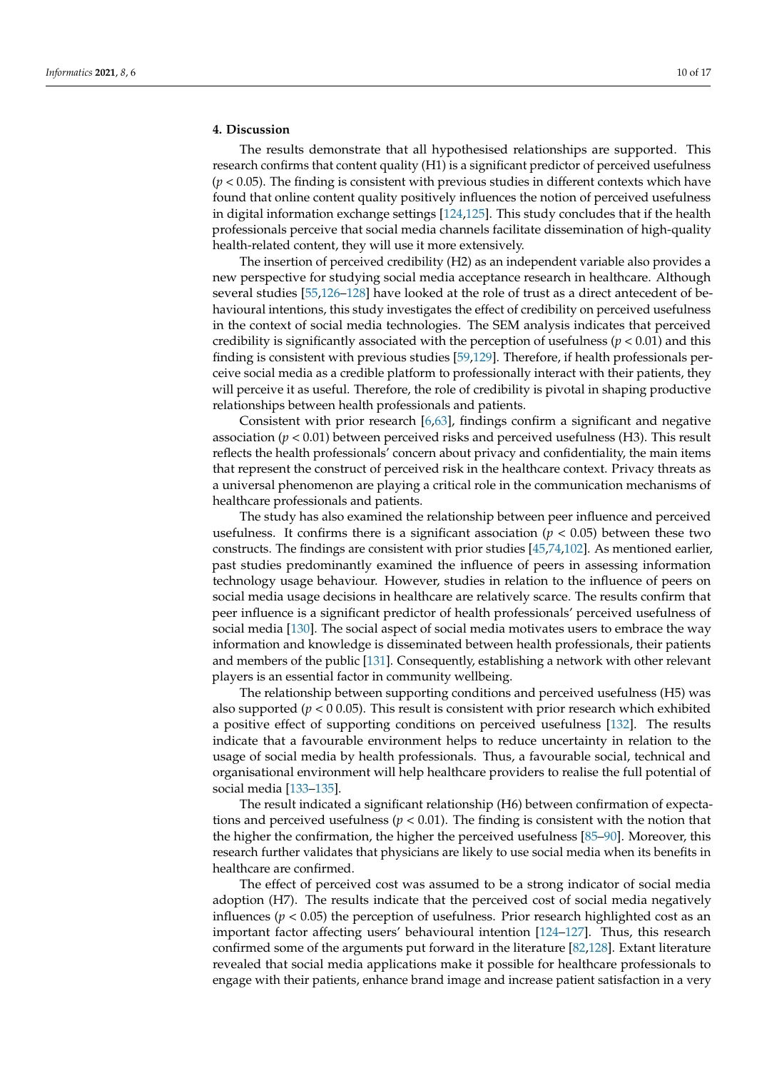## 4. Discussion

The results demonstrate that all hypothesised relationships are supported. This research confirms that content quality (H1) is a significant predictor of perceived usefulness ($p < 0.05$). The finding is consistent with previous studies in different contexts which have found that online content quality positively influences the notion of perceived usefulness in digital information exchange settings [124,125]. This study concludes that if the health professionals perceive that social media channels facilitate dissemination of high-quality health-related content, they will use it more extensively.

The insertion of perceived credibility (H2) as an independent variable also provides a new perspective for studying social media acceptance research in healthcare. Although several studies [55,126–128] have looked at the role of trust as a direct antecedent of behavioural intentions, this study investigates the effect of credibility on perceived usefulness in the context of social media technologies. The SEM analysis indicates that perceived credibility is significantly associated with the perception of usefulness ($p < 0.01$) and this finding is consistent with previous studies [59,129]. Therefore, if health professionals perceive social media as a credible platform to professionally interact with their patients, they will perceive it as useful. Therefore, the role of credibility is pivotal in shaping productive relationships between health professionals and patients.

Consistent with prior research [6,63], findings confirm a significant and negative association ($p < 0.01$) between perceived risks and perceived usefulness (H3). This result reflects the health professionals' concern about privacy and confidentiality, the main items that represent the construct of perceived risk in the healthcare context. Privacy threats as a universal phenomenon are playing a critical role in the communication mechanisms of healthcare professionals and patients.

The study has also examined the relationship between peer influence and perceived usefulness. It confirms there is a significant association ($p < 0.05$) between these two constructs. The findings are consistent with prior studies [45,74,102]. As mentioned earlier, past studies predominantly examined the influence of peers in assessing information technology usage behaviour. However, studies in relation to the influence of peers on social media usage decisions in healthcare are relatively scarce. The results confirm that peer influence is a significant predictor of health professionals' perceived usefulness of social media [130]. The social aspect of social media motivates users to embrace the way information and knowledge is disseminated between health professionals, their patients and members of the public [131]. Consequently, establishing a network with other relevant players is an essential factor in community wellbeing.

The relationship between supporting conditions and perceived usefulness (H5) was also supported ($p < 0\ 0.05$). This result is consistent with prior research which exhibited a positive effect of supporting conditions on perceived usefulness [132]. The results indicate that a favourable environment helps to reduce uncertainty in relation to the usage of social media by health professionals. Thus, a favourable social, technical and organisational environment will help healthcare providers to realise the full potential of social media [133–135].

The result indicated a significant relationship (H6) between confirmation of expectations and perceived usefulness ($p < 0.01$). The finding is consistent with the notion that the higher the confirmation, the higher the perceived usefulness [85–90]. Moreover, this research further validates that physicians are likely to use social media when its benefits in healthcare are confirmed.

The effect of perceived cost was assumed to be a strong indicator of social media adoption (H7). The results indicate that the perceived cost of social media negatively influences ($p < 0.05$) the perception of usefulness. Prior research highlighted cost as an important factor affecting users' behavioural intention [124–127]. Thus, this research confirmed some of the arguments put forward in the literature [82,128]. Extant literature revealed that social media applications make it possible for healthcare professionals to engage with their patients, enhance brand image and increase patient satisfaction in a very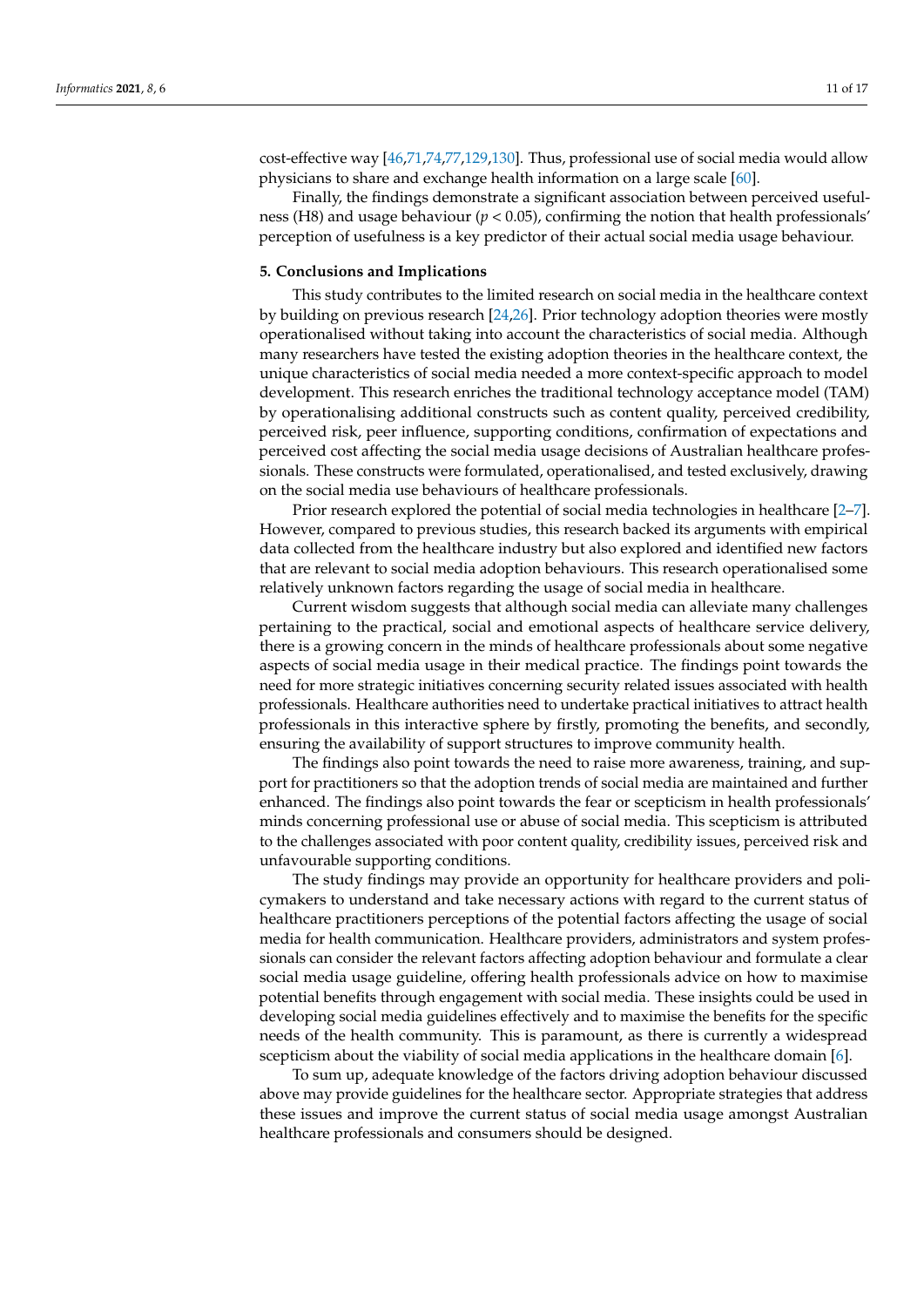cost-effective way [46,71,74,77,129,130]. Thus, professional use of social media would allow physicians to share and exchange health information on a large scale [60].

Finally, the findings demonstrate a significant association between perceived usefulness (H8) and usage behaviour ($p < 0.05$), confirming the notion that health professionals' perception of usefulness is a key predictor of their actual social media usage behaviour.

## 5. Conclusions and Implications

This study contributes to the limited research on social media in the healthcare context by building on previous research [24,26]. Prior technology adoption theories were mostly operationalised without taking into account the characteristics of social media. Although many researchers have tested the existing adoption theories in the healthcare context, the unique characteristics of social media needed a more context-specific approach to model development. This research enriches the traditional technology acceptance model (TAM) by operationalising additional constructs such as content quality, perceived credibility, perceived risk, peer influence, supporting conditions, confirmation of expectations and perceived cost affecting the social media usage decisions of Australian healthcare professionals. These constructs were formulated, operationalised, and tested exclusively, drawing on the social media use behaviours of healthcare professionals.

Prior research explored the potential of social media technologies in healthcare [2–7]. However, compared to previous studies, this research backed its arguments with empirical data collected from the healthcare industry but also explored and identified new factors that are relevant to social media adoption behaviours. This research operationalised some relatively unknown factors regarding the usage of social media in healthcare.

Current wisdom suggests that although social media can alleviate many challenges pertaining to the practical, social and emotional aspects of healthcare service delivery, there is a growing concern in the minds of healthcare professionals about some negative aspects of social media usage in their medical practice. The findings point towards the need for more strategic initiatives concerning security related issues associated with health professionals. Healthcare authorities need to undertake practical initiatives to attract health professionals in this interactive sphere by firstly, promoting the benefits, and secondly, ensuring the availability of support structures to improve community health.

The findings also point towards the need to raise more awareness, training, and support for practitioners so that the adoption trends of social media are maintained and further enhanced. The findings also point towards the fear or scepticism in health professionals' minds concerning professional use or abuse of social media. This scepticism is attributed to the challenges associated with poor content quality, credibility issues, perceived risk and unfavourable supporting conditions.

The study findings may provide an opportunity for healthcare providers and policymakers to understand and take necessary actions with regard to the current status of healthcare practitioners perceptions of the potential factors affecting the usage of social media for health communication. Healthcare providers, administrators and system professionals can consider the relevant factors affecting adoption behaviour and formulate a clear social media usage guideline, offering health professionals advice on how to maximise potential benefits through engagement with social media. These insights could be used in developing social media guidelines effectively and to maximise the benefits for the specific needs of the health community. This is paramount, as there is currently a widespread scepticism about the viability of social media applications in the healthcare domain [6].

To sum up, adequate knowledge of the factors driving adoption behaviour discussed above may provide guidelines for the healthcare sector. Appropriate strategies that address these issues and improve the current status of social media usage amongst Australian healthcare professionals and consumers should be designed.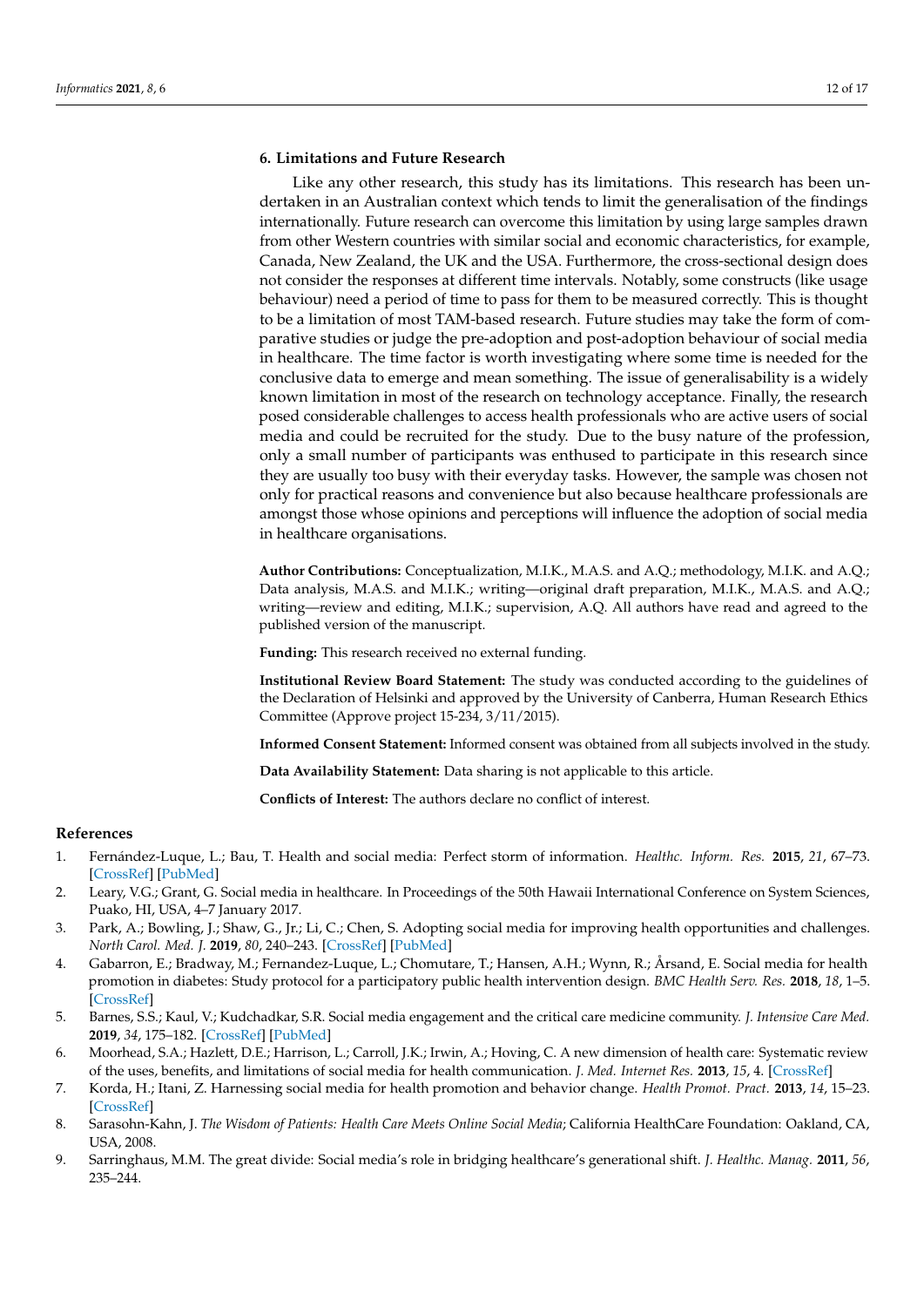## 6. Limitations and Future Research

Like any other research, this study has its limitations. This research has been undertaken in an Australian context which tends to limit the generalisation of the findings internationally. Future research can overcome this limitation by using large samples drawn from other Western countries with similar social and economic characteristics, for example, Canada, New Zealand, the UK and the USA. Furthermore, the cross-sectional design does not consider the responses at different time intervals. Notably, some constructs (like usage behaviour) need a period of time to pass for them to be measured correctly. This is thought to be a limitation of most TAM-based research. Future studies may take the form of comparative studies or judge the pre-adoption and post-adoption behaviour of social media in healthcare. The time factor is worth investigating where some time is needed for the conclusive data to emerge and mean something. The issue of generalisability is a widely known limitation in most of the research on technology acceptance. Finally, the research posed considerable challenges to access health professionals who are active users of social media and could be recruited for the study. Due to the busy nature of the profession, only a small number of participants was enthused to participate in this research since they are usually too busy with their everyday tasks. However, the sample was chosen not only for practical reasons and convenience but also because healthcare professionals are amongst those whose opinions and perceptions will influence the adoption of social media in healthcare organisations.

**Author Contributions:** Conceptualization, M.I.K., M.A.S. and A.Q.; methodology, M.I.K. and A.Q.; Data analysis, M.A.S. and M.I.K.; writing—original draft preparation, M.I.K., M.A.S. and A.Q.; writing—review and editing, M.I.K.; supervision, A.Q. All authors have read and agreed to the published version of the manuscript.

**Funding:** This research received no external funding.

**Institutional Review Board Statement:** The study was conducted according to the guidelines of the Declaration of Helsinki and approved by the University of Canberra, Human Research Ethics Committee (Approve project 15-234, 3/11/2015).

**Informed Consent Statement:** Informed consent was obtained from all subjects involved in the study.

**Data Availability Statement:** Data sharing is not applicable to this article.

**Conflicts of Interest:** The authors declare no conflict of interest.

## References

1. Fernández-Luque, L.; Bau, T. Health and social media: Perfect storm of information. *Healthc. Inform. Res.* **2015**, *21*, 67–73. [CrossRef] [PubMed]
2. Leary, V.G.; Grant, G. Social media in healthcare. In Proceedings of the 50th Hawaii International Conference on System Sciences, Puako, HI, USA, 4–7 January 2017.
3. Park, A.; Bowling, J.; Shaw, G., Jr.; Li, C.; Chen, S. Adopting social media for improving health opportunities and challenges. *North Carol. Med. J.* **2019**, *80*, 240–243. [CrossRef] [PubMed]
4. Gabarron, E.; Bradway, M.; Fernandez-Luque, L.; Chomutare, T.; Hansen, A.H.; Wynn, R.; Årsand, E. Social media for health promotion in diabetes: Study protocol for a participatory public health intervention design. *BMC Health Serv. Res.* **2018**, *18*, 1–5. [CrossRef]
5. Barnes, S.S.; Kaul, V.; Kudchadkar, S.R. Social media engagement and the critical care medicine community. *J. Intensive Care Med.* **2019**, *34*, 175–182. [CrossRef] [PubMed]
6. Moorhead, S.A.; Hazlett, D.E.; Harrison, L.; Carroll, J.K.; Irwin, A.; Hoving, C. A new dimension of health care: Systematic review of the uses, benefits, and limitations of social media for health communication. *J. Med. Internet Res.* **2013**, *15*, 4. [CrossRef]
7. Korda, H.; Itani, Z. Harnessing social media for health promotion and behavior change. *Health Promot. Pract.* **2013**, *14*, 15–23. [CrossRef]
8. Sarasohn-Kahn, J. *The Wisdom of Patients: Health Care Meets Online Social Media*; California HealthCare Foundation: Oakland, CA, USA, 2008.
9. Sarringhaus, M.M. The great divide: Social media's role in bridging healthcare's generational shift. *J. Healthc. Manag.* **2011**, *56*, 235–244.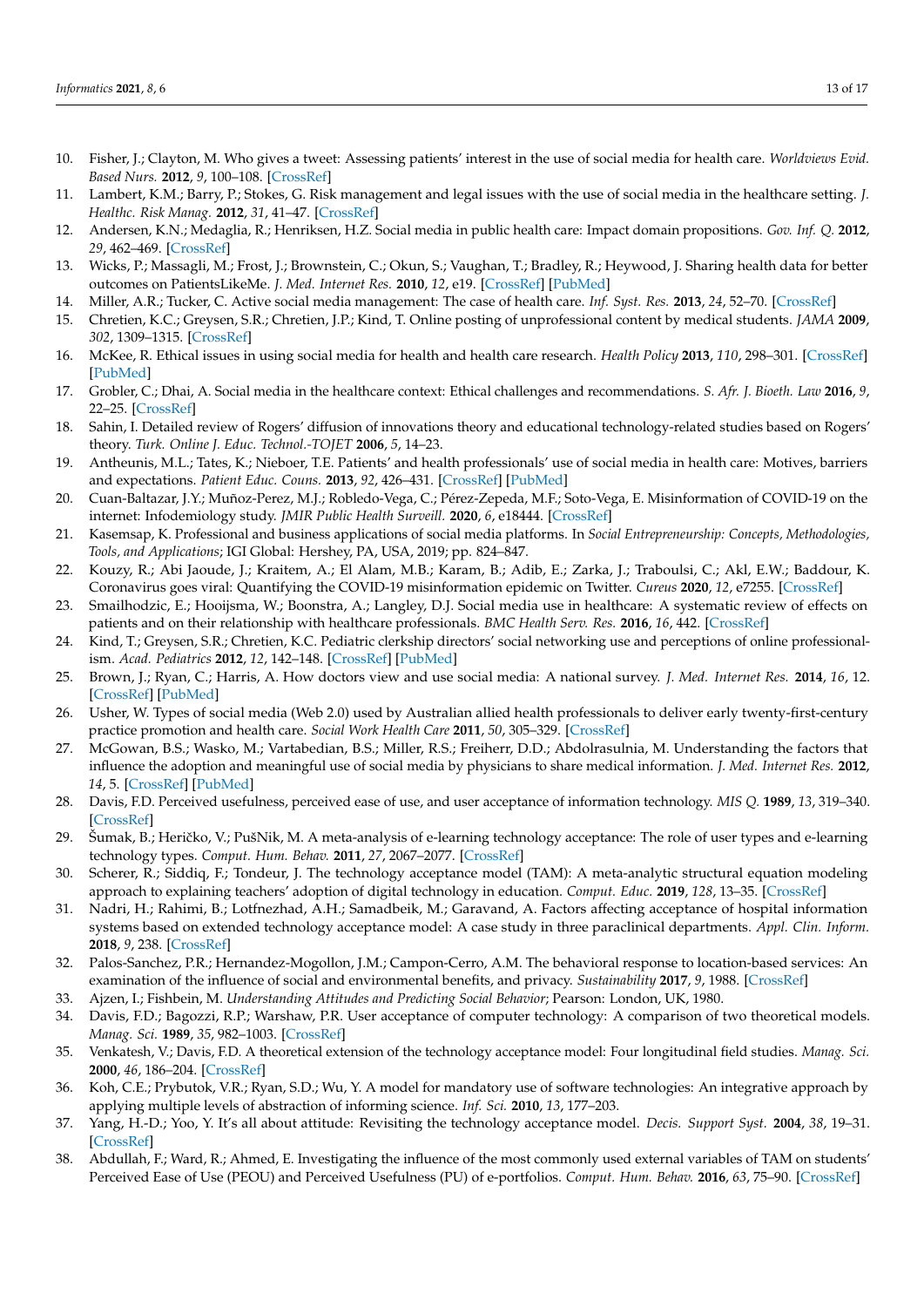10. Fisher, J.; Clayton, M. Who gives a tweet: Assessing patients' interest in the use of social media for health care. *Worldviews Evid. Based Nurs.* **2012**, *9*, 100–108. [CrossRef]
11. Lambert, K.M.; Barry, P.; Stokes, G. Risk management and legal issues with the use of social media in the healthcare setting. *J. Healthc. Risk Manag.* **2012**, *31*, 41–47. [CrossRef]
12. Andersen, K.N.; Medaglia, R.; Henriksen, H.Z. Social media in public health care: Impact domain propositions. *Gov. Inf. Q.* **2012**, *29*, 462–469. [CrossRef]
13. Wicks, P.; Massagli, M.; Frost, J.; Brownstein, C.; Okun, S.; Vaughan, T.; Bradley, R.; Heywood, J. Sharing health data for better outcomes on PatientsLikeMe. *J. Med. Internet Res.* **2010**, *12*, e19. [CrossRef] [PubMed]
14. Miller, A.R.; Tucker, C. Active social media management: The case of health care. *Inf. Syst. Res.* **2013**, *24*, 52–70. [CrossRef]
15. Chretien, K.C.; Greysen, S.R.; Chretien, J.P.; Kind, T. Online posting of unprofessional content by medical students. *JAMA* **2009**, *302*, 1309–1315. [CrossRef]
16. McKee, R. Ethical issues in using social media for health and health care research. *Health Policy* **2013**, *110*, 298–301. [CrossRef] [PubMed]
17. Grobler, C.; Dhai, A. Social media in the healthcare context: Ethical challenges and recommendations. *S. Afr. J. Bioeth. Law* **2016**, *9*, 22–25. [CrossRef]
18. Sahin, I. Detailed review of Rogers' diffusion of innovations theory and educational technology-related studies based on Rogers' theory. *Turk. Online J. Educ. Technol.-TOJET* **2006**, *5*, 14–23.
19. Antheunis, M.L.; Tates, K.; Nieboer, T.E. Patients' and health professionals' use of social media in health care: Motives, barriers and expectations. *Patient Educ. Couns.* **2013**, *92*, 426–431. [CrossRef] [PubMed]
20. Cuan-Baltazar, J.Y.; Muñoz-Perez, M.J.; Robledo-Vega, C.; Pérez-Zepeda, M.F.; Soto-Vega, E. Misinformation of COVID-19 on the internet: Infodemiology study. *JMIR Public Health Surveill.* **2020**, *6*, e18444. [CrossRef]
21. Kasemsap, K. Professional and business applications of social media platforms. In *Social Entrepreneurship: Concepts, Methodologies, Tools, and Applications*; IGI Global: Hershey, PA, USA, 2019; pp. 824–847.
22. Kouzy, R.; Abi Jaoude, J.; Kraitem, A.; El Alam, M.B.; Karam, B.; Adib, E.; Zarka, J.; Traboulsi, C.; Akl, E.W.; Baddour, K. Coronavirus goes viral: Quantifying the COVID-19 misinformation epidemic on Twitter. *Cureus* **2020**, *12*, e7255. [CrossRef]
23. Smailhodzic, E.; Hooijsma, W.; Boonstra, A.; Langley, D.J. Social media use in healthcare: A systematic review of effects on patients and on their relationship with healthcare professionals. *BMC Health Serv. Res.* **2016**, *16*, 442. [CrossRef]
24. Kind, T.; Greysen, S.R.; Chretien, K.C. Pediatric clerkship directors' social networking use and perceptions of online professionalism. *Acad. Pediatrics* **2012**, *12*, 142–148. [CrossRef] [PubMed]
25. Brown, J.; Ryan, C.; Harris, A. How doctors view and use social media: A national survey. *J. Med. Internet Res.* **2014**, *16*, 12. [CrossRef] [PubMed]
26. Usher, W. Types of social media (Web 2.0) used by Australian allied health professionals to deliver early twenty-first-century practice promotion and health care. *Social Work Health Care* **2011**, *50*, 305–329. [CrossRef]
27. McGowan, B.S.; Wasko, M.; Vartabedian, B.S.; Miller, R.S.; Freiherr, D.D.; Abdolrasulnia, M. Understanding the factors that influence the adoption and meaningful use of social media by physicians to share medical information. *J. Med. Internet Res.* **2012**, *14*, 5. [CrossRef] [PubMed]
28. Davis, F.D. Perceived usefulness, perceived ease of use, and user acceptance of information technology. *MIS Q.* **1989**, *13*, 319–340. [CrossRef]
29. Šumak, B.; Heričko, V.; PušNik, M. A meta-analysis of e-learning technology acceptance: The role of user types and e-learning technology types. *Comput. Hum. Behav.* **2011**, *27*, 2067–2077. [CrossRef]
30. Scherer, R.; Siddiq, F.; Tondeur, J. The technology acceptance model (TAM): A meta-analytic structural equation modeling approach to explaining teachers' adoption of digital technology in education. *Comput. Educ.* **2019**, *128*, 13–35. [CrossRef]
31. Nadri, H.; Rahimi, B.; Lotfnezhad, A.H.; Samadbeik, M.; Garavand, A. Factors affecting acceptance of hospital information systems based on extended technology acceptance model: A case study in three paraclinical departments. *Appl. Clin. Inform.* **2018**, *9*, 238. [CrossRef]
32. Palos-Sanchez, P.R.; Hernandez-Mogollon, J.M.; Campon-Cerro, A.M. The behavioral response to location-based services: An examination of the influence of social and environmental benefits, and privacy. *Sustainability* **2017**, *9*, 1988. [CrossRef]
33. Ajzen, I.; Fishbein, M. *Understanding Attitudes and Predicting Social Behavior*; Pearson: London, UK, 1980.
34. Davis, F.D.; Bagozzi, R.P.; Warshaw, P.R. User acceptance of computer technology: A comparison of two theoretical models. *Manag. Sci.* **1989**, *35*, 982–1003. [CrossRef]
35. Venkatesh, V.; Davis, F.D. A theoretical extension of the technology acceptance model: Four longitudinal field studies. *Manag. Sci.* **2000**, *46*, 186–204. [CrossRef]
36. Koh, C.E.; Prybutok, V.R.; Ryan, S.D.; Wu, Y. A model for mandatory use of software technologies: An integrative approach by applying multiple levels of abstraction of informing science. *Inf. Sci.* **2010**, *13*, 177–203.
37. Yang, H.-D.; Yoo, Y. It's all about attitude: Revisiting the technology acceptance model. *Decis. Support Syst.* **2004**, *38*, 19–31. [CrossRef]
38. Abdullah, F.; Ward, R.; Ahmed, E. Investigating the influence of the most commonly used external variables of TAM on students' Perceived Ease of Use (PEOU) and Perceived Usefulness (PU) of e-portfolios. *Comput. Hum. Behav.* **2016**, *63*, 75–90. [CrossRef]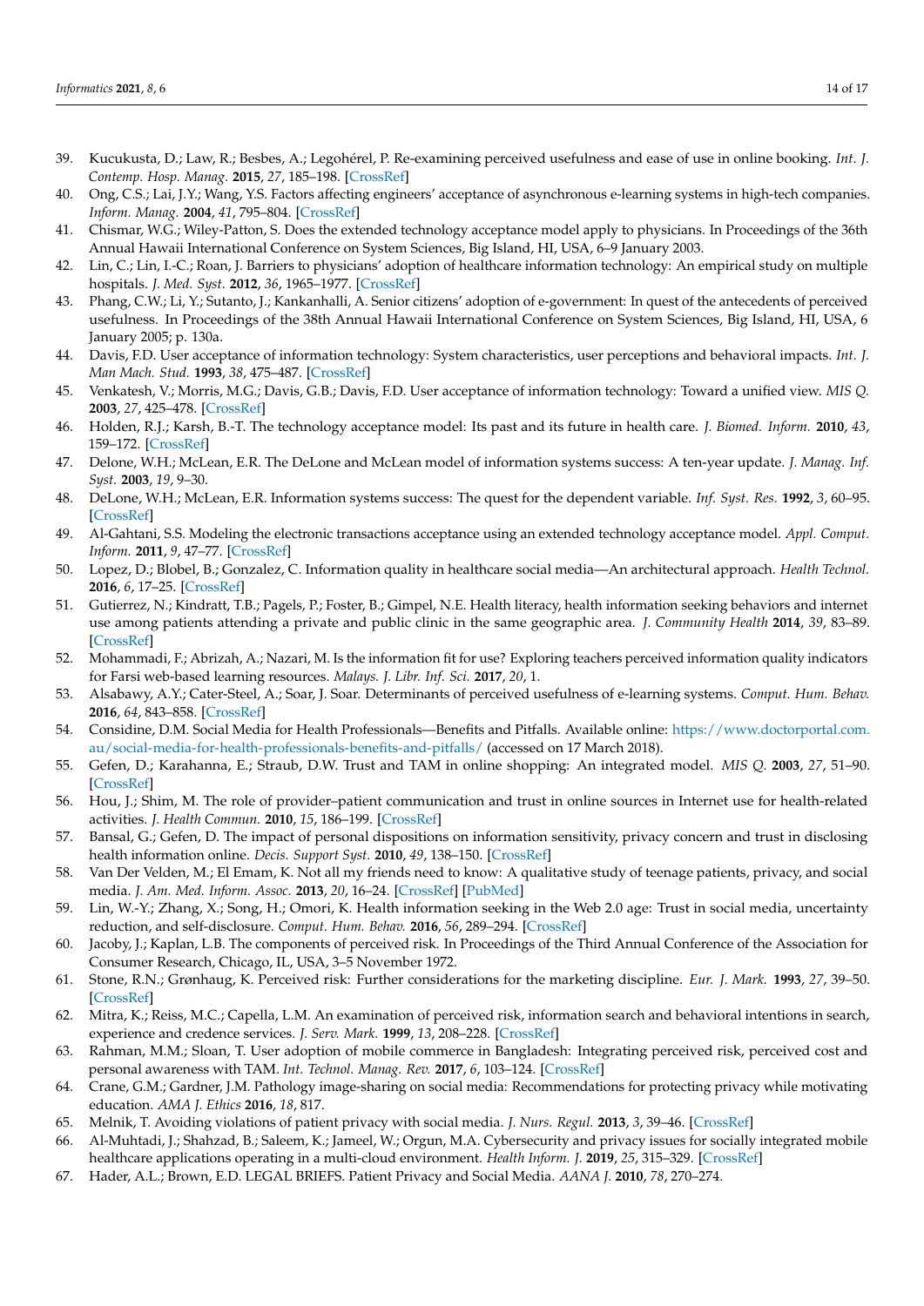39. Kucukusta, D.; Law, R.; Besbes, A.; Legohérel, P. Re-examining perceived usefulness and ease of use in online booking. *Int. J. Contemp. Hosp. Manag.* **2015**, *27*, 185–198. [CrossRef]
40. Ong, C.S.; Lai, J.Y.; Wang, Y.S. Factors affecting engineers' acceptance of asynchronous e-learning systems in high-tech companies. *Inform. Manag.* **2004**, *41*, 795–804. [CrossRef]
41. Chismar, W.G.; Wiley-Patton, S. Does the extended technology acceptance model apply to physicians. In Proceedings of the 36th Annual Hawaii International Conference on System Sciences, Big Island, HI, USA, 6–9 January 2003.
42. Lin, C.; Lin, I.-C.; Roan, J. Barriers to physicians' adoption of healthcare information technology: An empirical study on multiple hospitals. *J. Med. Syst.* **2012**, *36*, 1965–1977. [CrossRef]
43. Phang, C.W.; Li, Y.; Sutanto, J.; Kankanhalli, A. Senior citizens' adoption of e-government: In quest of the antecedents of perceived usefulness. In Proceedings of the 38th Annual Hawaii International Conference on System Sciences, Big Island, HI, USA, 6 January 2005; p. 130a.
44. Davis, F.D. User acceptance of information technology: System characteristics, user perceptions and behavioral impacts. *Int. J. Man Mach. Stud.* **1993**, *38*, 475–487. [CrossRef]
45. Venkatesh, V.; Morris, M.G.; Davis, G.B.; Davis, F.D. User acceptance of information technology: Toward a unified view. *MIS Q.* **2003**, *27*, 425–478. [CrossRef]
46. Holden, R.J.; Karsh, B.-T. The technology acceptance model: Its past and its future in health care. *J. Biomed. Inform.* **2010**, *43*, 159–172. [CrossRef]
47. Delone, W.H.; McLean, E.R. The DeLone and McLean model of information systems success: A ten-year update. *J. Manag. Inf. Syst.* **2003**, *19*, 9–30.
48. DeLone, W.H.; McLean, E.R. Information systems success: The quest for the dependent variable. *Inf. Syst. Res.* **1992**, *3*, 60–95. [CrossRef]
49. Al-Gahtani, S.S. Modeling the electronic transactions acceptance using an extended technology acceptance model. *Appl. Comput. Inform.* **2011**, *9*, 47–77. [CrossRef]
50. Lopez, D.; Blobel, B.; Gonzalez, C. Information quality in healthcare social media—An architectural approach. *Health Technol.* **2016**, *6*, 17–25. [CrossRef]
51. Gutierrez, N.; Kindratt, T.B.; Pagels, P.; Foster, B.; Gimpel, N.E. Health literacy, health information seeking behaviors and internet use among patients attending a private and public clinic in the same geographic area. *J. Community Health* **2014**, *39*, 83–89. [CrossRef]
52. Mohammadi, F.; Abrizah, A.; Nazari, M. Is the information fit for use? Exploring teachers perceived information quality indicators for Farsi web-based learning resources. *Malays. J. Libr. Inf. Sci.* **2017**, *20*, 1.
53. Alsabawy, A.Y.; Cater-Steel, A.; Soar, J. Soar. Determinants of perceived usefulness of e-learning systems. *Comput. Hum. Behav.* **2016**, *64*, 843–858. [CrossRef]
54. Considine, D.M. Social Media for Health Professionals—Benefits and Pitfalls. Available online: https://www.doctorportal.com.au/social-media-for-health-professionals-benefits-and-pitfalls/ (accessed on 17 March 2018).
55. Gefen, D.; Karahanna, E.; Straub, D.W. Trust and TAM in online shopping: An integrated model. *MIS Q.* **2003**, *27*, 51–90. [CrossRef]
56. Hou, J.; Shim, M. The role of provider–patient communication and trust in online sources in Internet use for health-related activities. *J. Health Commun.* **2010**, *15*, 186–199. [CrossRef]
57. Bansal, G.; Gefen, D. The impact of personal dispositions on information sensitivity, privacy concern and trust in disclosing health information online. *Decis. Support Syst.* **2010**, *49*, 138–150. [CrossRef]
58. Van Der Velden, M.; El Emam, K. Not all my friends need to know: A qualitative study of teenage patients, privacy, and social media. *J. Am. Med. Inform. Assoc.* **2013**, *20*, 16–24. [CrossRef] [PubMed]
59. Lin, W.-Y.; Zhang, X.; Song, H.; Omori, K. Health information seeking in the Web 2.0 age: Trust in social media, uncertainty reduction, and self-disclosure. *Comput. Hum. Behav.* **2016**, *56*, 289–294. [CrossRef]
60. Jacoby, J.; Kaplan, L.B. The components of perceived risk. In Proceedings of the Third Annual Conference of the Association for Consumer Research, Chicago, IL, USA, 3–5 November 1972.
61. Stone, R.N.; Grønhaug, K. Perceived risk: Further considerations for the marketing discipline. *Eur. J. Mark.* **1993**, *27*, 39–50. [CrossRef]
62. Mitra, K.; Reiss, M.C.; Capella, L.M. An examination of perceived risk, information search and behavioral intentions in search, experience and credence services. *J. Serv. Mark.* **1999**, *13*, 208–228. [CrossRef]
63. Rahman, M.M.; Sloan, T. User adoption of mobile commerce in Bangladesh: Integrating perceived risk, perceived cost and personal awareness with TAM. *Int. Technol. Manag. Rev.* **2017**, *6*, 103–124. [CrossRef]
64. Crane, G.M.; Gardner, J.M. Pathology image-sharing on social media: Recommendations for protecting privacy while motivating education. *AMA J. Ethics* **2016**, *18*, 817.
65. Melnik, T. Avoiding violations of patient privacy with social media. *J. Nurs. Regul.* **2013**, *3*, 39–46. [CrossRef]
66. Al-Muhtadi, J.; Shahzad, B.; Saleem, K.; Jameel, W.; Orgun, M.A. Cybersecurity and privacy issues for socially integrated mobile healthcare applications operating in a multi-cloud environment. *Health Inform. J.* **2019**, *25*, 315–329. [CrossRef]
67. Hader, A.L.; Brown, E.D. LEGAL BRIEFS. Patient Privacy and Social Media. *AANA J.* **2010**, *78*, 270–274.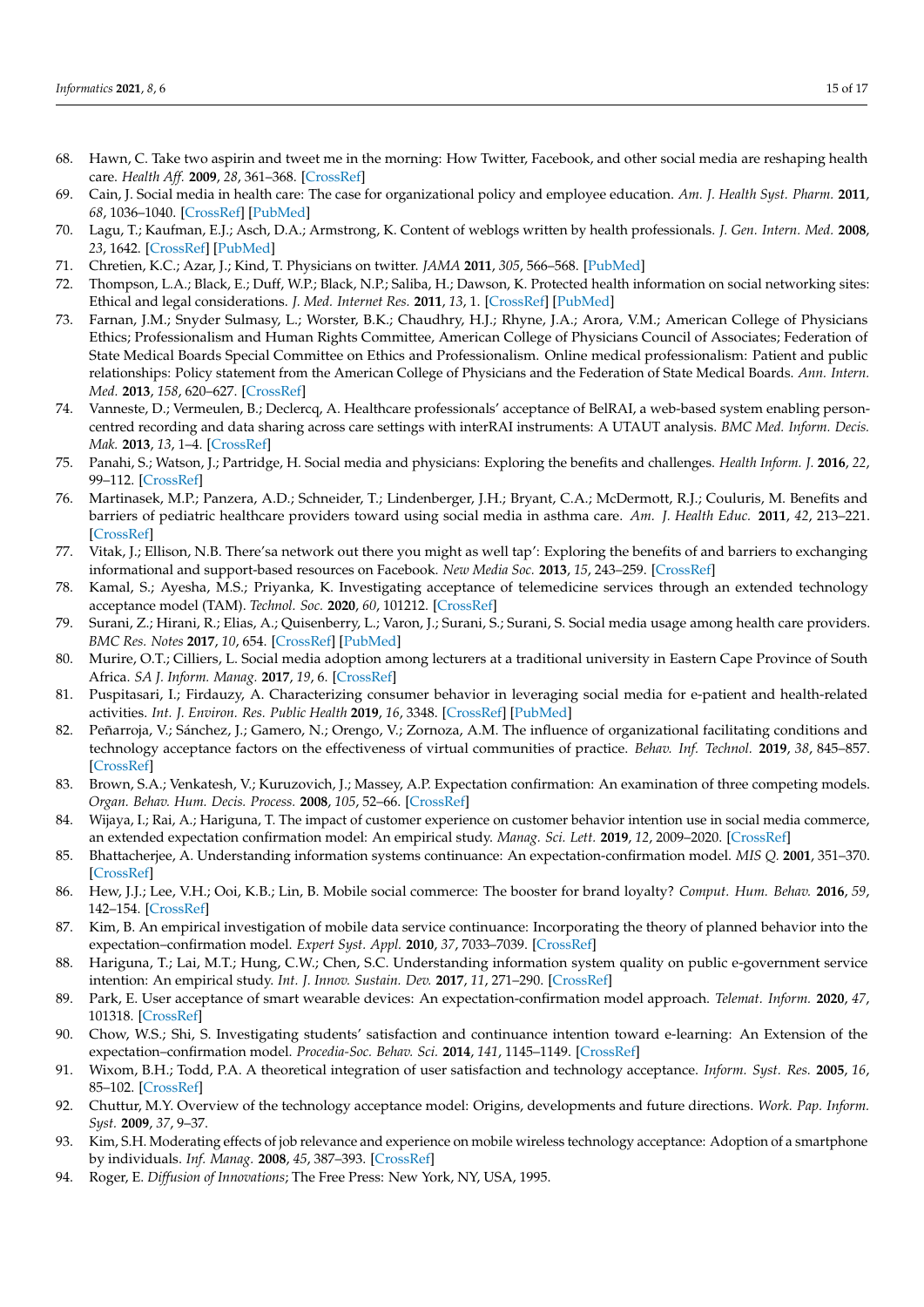68. Hawn, C. Take two aspirin and tweet me in the morning: How Twitter, Facebook, and other social media are reshaping health care. *Health Aff.* **2009**, *28*, 361–368. [CrossRef]
69. Cain, J. Social media in health care: The case for organizational policy and employee education. *Am. J. Health Syst. Pharm.* **2011**, *68*, 1036–1040. [CrossRef] [PubMed]
70. Lagu, T.; Kaufman, E.J.; Asch, D.A.; Armstrong, K. Content of weblogs written by health professionals. *J. Gen. Intern. Med.* **2008**, *23*, 1642. [CrossRef] [PubMed]
71. Chretien, K.C.; Azar, J.; Kind, T. Physicians on twitter. *JAMA* **2011**, *305*, 566–568. [PubMed]
72. Thompson, L.A.; Black, E.; Duff, W.P.; Black, N.P.; Saliba, H.; Dawson, K. Protected health information on social networking sites: Ethical and legal considerations. *J. Med. Internet Res.* **2011**, *13*, 1. [CrossRef] [PubMed]
73. Farnan, J.M.; Snyder Sulmasy, L.; Worster, B.K.; Chaudhry, H.J.; Rhyne, J.A.; Arora, V.M.; American College of Physicians Ethics; Professionalism and Human Rights Committee, American College of Physicians Council of Associates; Federation of State Medical Boards Special Committee on Ethics and Professionalism. Online medical professionalism: Patient and public relationships: Policy statement from the American College of Physicians and the Federation of State Medical Boards. *Ann. Intern. Med.* **2013**, *158*, 620–627. [CrossRef]
74. Vanneste, D.; Vermeulen, B.; Declercq, A. Healthcare professionals' acceptance of BelRAI, a web-based system enabling person-centred recording and data sharing across care settings with interRAI instruments: A UTAUT analysis. *BMC Med. Inform. Decis. Mak.* **2013**, *13*, 1–4. [CrossRef]
75. Panahi, S.; Watson, J.; Partridge, H. Social media and physicians: Exploring the benefits and challenges. *Health Inform. J.* **2016**, *22*, 99–112. [CrossRef]
76. Martinasek, M.P.; Panzera, A.D.; Schneider, T.; Lindenberger, J.H.; Bryant, C.A.; McDermott, R.J.; Couluris, M. Benefits and barriers of pediatric healthcare providers toward using social media in asthma care. *Am. J. Health Educ.* **2011**, *42*, 213–221. [CrossRef]
77. Vitak, J.; Ellison, N.B. There'sa network out there you might as well tap': Exploring the benefits of and barriers to exchanging informational and support-based resources on Facebook. *New Media Soc.* **2013**, *15*, 243–259. [CrossRef]
78. Kamal, S.; Ayesha, M.S.; Priyanka, K. Investigating acceptance of telemedicine services through an extended technology acceptance model (TAM). *Technol. Soc.* **2020**, *60*, 101212. [CrossRef]
79. Surani, Z.; Hirani, R.; Elias, A.; Quisenberry, L.; Varon, J.; Surani, S.; Surani, S. Social media usage among health care providers. *BMC Res. Notes* **2017**, *10*, 654. [CrossRef] [PubMed]
80. Murire, O.T.; Cilliers, L. Social media adoption among lecturers at a traditional university in Eastern Cape Province of South Africa. *SA J. Inform. Manag.* **2017**, *19*, 6. [CrossRef]
81. Puspitasari, I.; Firdauzy, A. Characterizing consumer behavior in leveraging social media for e-patient and health-related activities. *Int. J. Environ. Res. Public Health* **2019**, *16*, 3348. [CrossRef] [PubMed]
82. Peñarroja, V.; Sánchez, J.; Gamero, N.; Orengo, V.; Zornoza, A.M. The influence of organizational facilitating conditions and technology acceptance factors on the effectiveness of virtual communities of practice. *Behav. Inf. Technol.* **2019**, *38*, 845–857. [CrossRef]
83. Brown, S.A.; Venkatesh, V.; Kuruzovich, J.; Massey, A.P. Expectation confirmation: An examination of three competing models. *Organ. Behav. Hum. Decis. Process.* **2008**, *105*, 52–66. [CrossRef]
84. Wijaya, I.; Rai, A.; Hariguna, T. The impact of customer experience on customer behavior intention use in social media commerce, an extended expectation confirmation model: An empirical study. *Manag. Sci. Lett.* **2019**, *12*, 2009–2020. [CrossRef]
85. Bhattacherjee, A. Understanding information systems continuance: An expectation-confirmation model. *MIS Q.* **2001**, 351–370. [CrossRef]
86. Hew, J.J.; Lee, V.H.; Ooi, K.B.; Lin, B. Mobile social commerce: The booster for brand loyalty? *Comput. Hum. Behav.* **2016**, *59*, 142–154. [CrossRef]
87. Kim, B. An empirical investigation of mobile data service continuance: Incorporating the theory of planned behavior into the expectation–confirmation model. *Expert Syst. Appl.* **2010**, *37*, 7033–7039. [CrossRef]
88. Hariguna, T.; Lai, M.T.; Hung, C.W.; Chen, S.C. Understanding information system quality on public e-government service intention: An empirical study. *Int. J. Innov. Sustain. Dev.* **2017**, *11*, 271–290. [CrossRef]
89. Park, E. User acceptance of smart wearable devices: An expectation-confirmation model approach. *Telemat. Inform.* **2020**, *47*, 101318. [CrossRef]
90. Chow, W.S.; Shi, S. Investigating students' satisfaction and continuance intention toward e-learning: An Extension of the expectation–confirmation model. *Procedia-Soc. Behav. Sci.* **2014**, *141*, 1145–1149. [CrossRef]
91. Wixom, B.H.; Todd, P.A. A theoretical integration of user satisfaction and technology acceptance. *Inform. Syst. Res.* **2005**, *16*, 85–102. [CrossRef]
92. Chuttur, M.Y. Overview of the technology acceptance model: Origins, developments and future directions. *Work. Pap. Inform. Syst.* **2009**, *37*, 9–37.
93. Kim, S.H. Moderating effects of job relevance and experience on mobile wireless technology acceptance: Adoption of a smartphone by individuals. *Inf. Manag.* **2008**, *45*, 387–393. [CrossRef]
94. Roger, E. *Diffusion of Innovations*; The Free Press: New York, NY, USA, 1995.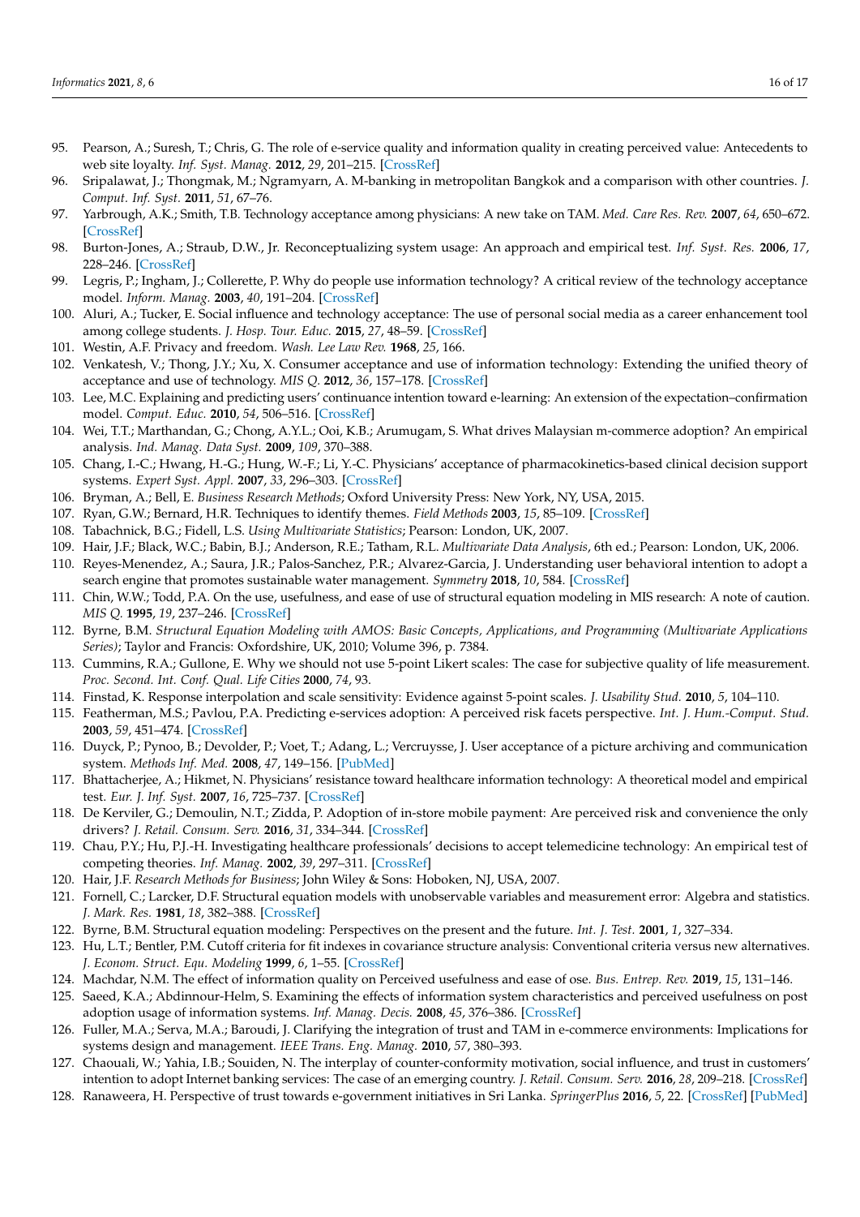95. Pearson, A.; Suresh, T.; Chris, G. The role of e-service quality and information quality in creating perceived value: Antecedents to web site loyalty. *Inf. Syst. Manag.* **2012**, *29*, 201–215. [CrossRef]
96. Sripalawat, J.; Thongmak, M.; Ngramyarn, A. M-banking in metropolitan Bangkok and a comparison with other countries. *J. Comput. Inf. Syst.* **2011**, *51*, 67–76.
97. Yarbrough, A.K.; Smith, T.B. Technology acceptance among physicians: A new take on TAM. *Med. Care Res. Rev.* **2007**, *64*, 650–672. [CrossRef]
98. Burton-Jones, A.; Straub, D.W., Jr. Reconceptualizing system usage: An approach and empirical test. *Inf. Syst. Res.* **2006**, *17*, 228–246. [CrossRef]
99. Legris, P.; Ingham, J.; Collerette, P. Why do people use information technology? A critical review of the technology acceptance model. *Inform. Manag.* **2003**, *40*, 191–204. [CrossRef]
100. Aluri, A.; Tucker, E. Social influence and technology acceptance: The use of personal social media as a career enhancement tool among college students. *J. Hosp. Tour. Educ.* **2015**, *27*, 48–59. [CrossRef]
101. Westin, A.F. Privacy and freedom. *Wash. Lee Law Rev.* **1968**, *25*, 166.
102. Venkatesh, V.; Thong, J.Y.; Xu, X. Consumer acceptance and use of information technology: Extending the unified theory of acceptance and use of technology. *MIS Q.* **2012**, *36*, 157–178. [CrossRef]
103. Lee, M.C. Explaining and predicting users' continuance intention toward e-learning: An extension of the expectation–confirmation model. *Comput. Educ.* **2010**, *54*, 506–516. [CrossRef]
104. Wei, T.T.; Marthandan, G.; Chong, A.Y.L.; Ooi, K.B.; Arumugam, S. What drives Malaysian m-commerce adoption? An empirical analysis. *Ind. Manag. Data Syst.* **2009**, *109*, 370–388.
105. Chang, I.-C.; Hwang, H.-G.; Hung, W.-F.; Li, Y.-C. Physicians' acceptance of pharmacokinetics-based clinical decision support systems. *Expert Syst. Appl.* **2007**, *33*, 296–303. [CrossRef]
106. Bryman, A.; Bell, E. *Business Research Methods*; Oxford University Press: New York, NY, USA, 2015.
107. Ryan, G.W.; Bernard, H.R. Techniques to identify themes. *Field Methods* **2003**, *15*, 85–109. [CrossRef]
108. Tabachnick, B.G.; Fidell, L.S. *Using Multivariate Statistics*; Pearson: London, UK, 2007.
109. Hair, J.F.; Black, W.C.; Babin, B.J.; Anderson, R.E.; Tatham, R.L. *Multivariate Data Analysis*, 6th ed.; Pearson: London, UK, 2006.
110. Reyes-Menendez, A.; Saura, J.R.; Palos-Sanchez, P.R.; Alvarez-Garcia, J. Understanding user behavioral intention to adopt a search engine that promotes sustainable water management. *Symmetry* **2018**, *10*, 584. [CrossRef]
111. Chin, W.W.; Todd, P.A. On the use, usefulness, and ease of use of structural equation modeling in MIS research: A note of caution. *MIS Q.* **1995**, *19*, 237–246. [CrossRef]
112. Byrne, B.M. *Structural Equation Modeling with AMOS: Basic Concepts, Applications, and Programming (Multivariate Applications Series)*; Taylor and Francis: Oxfordshire, UK, 2010; Volume 396, p. 7384.
113. Cummins, R.A.; Gullone, E. Why we should not use 5-point Likert scales: The case for subjective quality of life measurement. *Proc. Second. Int. Conf. Qual. Life Cities* **2000**, *74*, 93.
114. Finstad, K. Response interpolation and scale sensitivity: Evidence against 5-point scales. *J. Usability Stud.* **2010**, *5*, 104–110.
115. Featherman, M.S.; Pavlou, P.A. Predicting e-services adoption: A perceived risk facets perspective. *Int. J. Hum.-Comput. Stud.* **2003**, *59*, 451–474. [CrossRef]
116. Duyck, P.; Pynoo, B.; Devolder, P.; Voet, T.; Adang, L.; Vercruysse, J. User acceptance of a picture archiving and communication system. *Methods Inf. Med.* **2008**, *47*, 149–156. [PubMed]
117. Bhattacherjee, A.; Hikmet, N. Physicians' resistance toward healthcare information technology: A theoretical model and empirical test. *Eur. J. Inf. Syst.* **2007**, *16*, 725–737. [CrossRef]
118. De Kerviler, G.; Demoulin, N.T.; Zidda, P. Adoption of in-store mobile payment: Are perceived risk and convenience the only drivers? *J. Retail. Consum. Serv.* **2016**, *31*, 334–344. [CrossRef]
119. Chau, P.Y.; Hu, P.J.-H. Investigating healthcare professionals' decisions to accept telemedicine technology: An empirical test of competing theories. *Inf. Manag.* **2002**, *39*, 297–311. [CrossRef]
120. Hair, J.F. *Research Methods for Business*; John Wiley & Sons: Hoboken, NJ, USA, 2007.
121. Fornell, C.; Larcker, D.F. Structural equation models with unobservable variables and measurement error: Algebra and statistics. *J. Mark. Res.* **1981**, *18*, 382–388. [CrossRef]
122. Byrne, B.M. Structural equation modeling: Perspectives on the present and the future. *Int. J. Test.* **2001**, *1*, 327–334.
123. Hu, L.T.; Bentler, P.M. Cutoff criteria for fit indexes in covariance structure analysis: Conventional criteria versus new alternatives. *J. Econom. Struct. Equ. Modeling* **1999**, *6*, 1–55. [CrossRef]
124. Machdar, N.M. The effect of information quality on Perceived usefulness and ease of ose. *Bus. Entrep. Rev.* **2019**, *15*, 131–146.
125. Saeed, K.A.; Abdinnour-Helm, S. Examining the effects of information system characteristics and perceived usefulness on post adoption usage of information systems. *Inf. Manag. Decis.* **2008**, *45*, 376–386. [CrossRef]
126. Fuller, M.A.; Serva, M.A.; Baroudi, J. Clarifying the integration of trust and TAM in e-commerce environments: Implications for systems design and management. *IEEE Trans. Eng. Manag.* **2010**, *57*, 380–393.
127. Chaouali, W.; Yahia, I.B.; Souiden, N. The interplay of counter-conformity motivation, social influence, and trust in customers' intention to adopt Internet banking services: The case of an emerging country. *J. Retail. Consum. Serv.* **2016**, *28*, 209–218. [CrossRef]
128. Ranaweera, H. Perspective of trust towards e-government initiatives in Sri Lanka. *SpringerPlus* **2016**, *5*, 22. [CrossRef] [PubMed]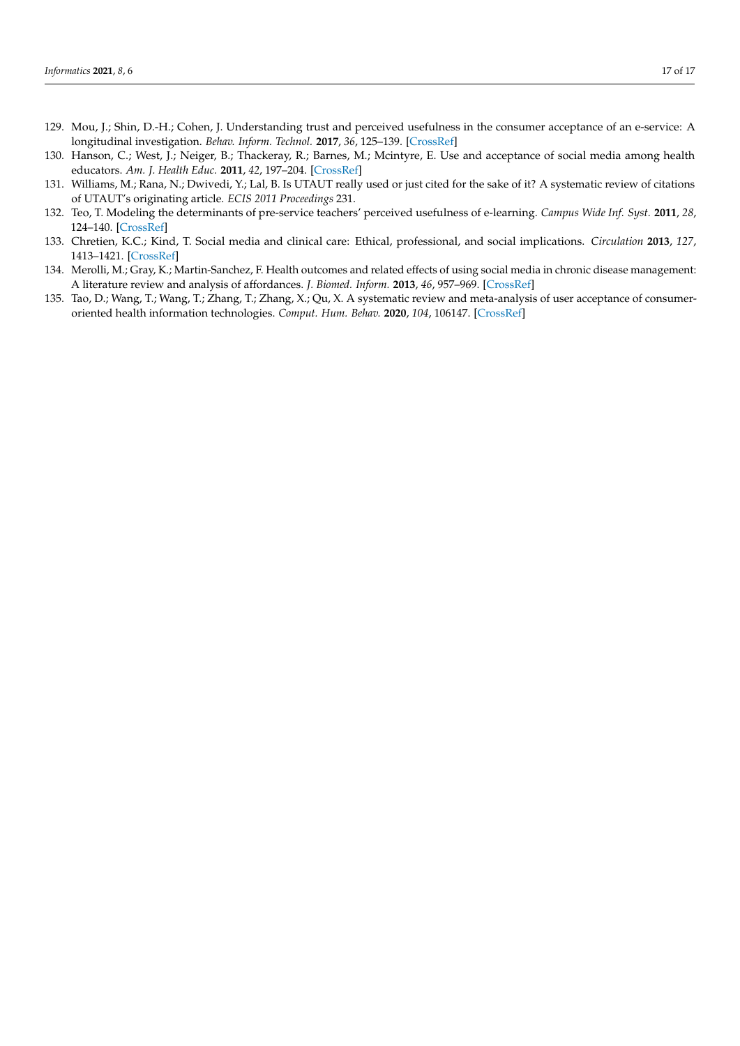129. Mou, J.; Shin, D.-H.; Cohen, J. Understanding trust and perceived usefulness in the consumer acceptance of an e-service: A longitudinal investigation. *Behav. Inform. Technol.* **2017**, *36*, 125–139. [CrossRef]
130. Hanson, C.; West, J.; Neiger, B.; Thackeray, R.; Barnes, M.; Mcintyre, E. Use and acceptance of social media among health educators. *Am. J. Health Educ.* **2011**, *42*, 197–204. [CrossRef]
131. Williams, M.; Rana, N.; Dwivedi, Y.; Lal, B. Is UTAUT really used or just cited for the sake of it? A systematic review of citations of UTAUT's originating article. *ECIS 2011 Proceedings* 231.
132. Teo, T. Modeling the determinants of pre-service teachers' perceived usefulness of e-learning. *Campus Wide Inf. Syst.* **2011**, *28*, 124–140. [CrossRef]
133. Chretien, K.C.; Kind, T. Social media and clinical care: Ethical, professional, and social implications. *Circulation* **2013**, *127*, 1413–1421. [CrossRef]
134. Merolli, M.; Gray, K.; Martin-Sanchez, F. Health outcomes and related effects of using social media in chronic disease management: A literature review and analysis of affordances. *J. Biomed. Inform.* **2013**, *46*, 957–969. [CrossRef]
135. Tao, D.; Wang, T.; Wang, T.; Zhang, T.; Zhang, X.; Qu, X. A systematic review and meta-analysis of user acceptance of consumer-oriented health information technologies. *Comput. Hum. Behav.* **2020**, *104*, 106147. [CrossRef]